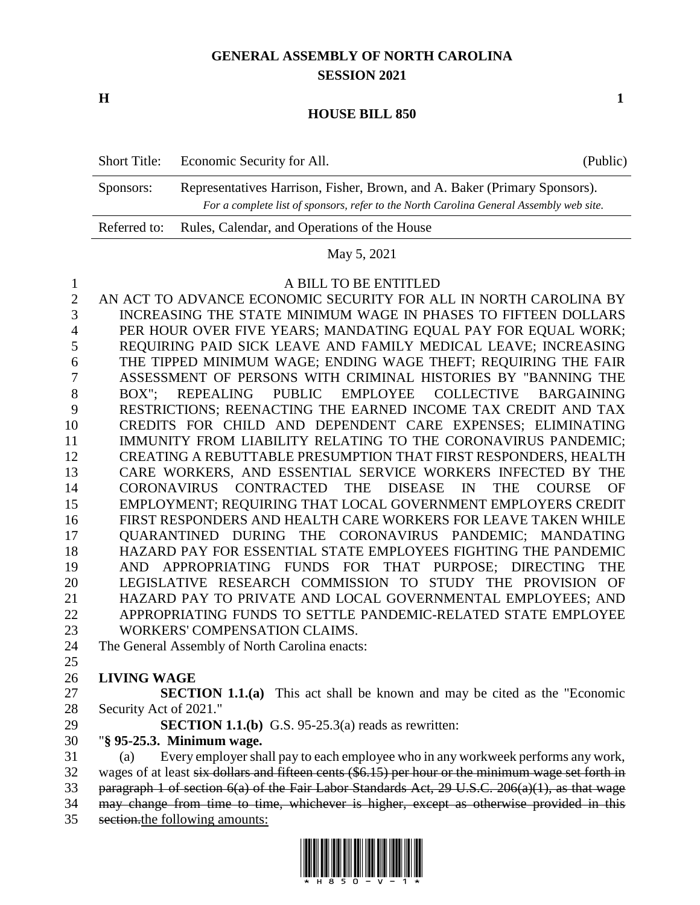# GENERAL ASSEMBLY OF NORTH CAROLINA
## SESSION 2021

**H** **1**

## HOUSE BILL 850

| Short Title: | Economic Security for All. | (Public) |
|---|---|---|
| Sponsors: | Representatives Harrison, Fisher, Brown, and A. Baker (Primary Sponsors). *For a complete list of sponsors, refer to the North Carolina General Assembly web site.* | |
| Referred to: | Rules, Calendar, and Operations of the House | |

May 5, 2021

A BILL TO BE ENTITLED

AN ACT TO ADVANCE ECONOMIC SECURITY FOR ALL IN NORTH CAROLINA BY INCREASING THE STATE MINIMUM WAGE IN PHASES TO FIFTEEN DOLLARS PER HOUR OVER FIVE YEARS; MANDATING EQUAL PAY FOR EQUAL WORK; REQUIRING PAID SICK LEAVE AND FAMILY MEDICAL LEAVE; INCREASING THE TIPPED MINIMUM WAGE; ENDING WAGE THEFT; REQUIRING THE FAIR ASSESSMENT OF PERSONS WITH CRIMINAL HISTORIES BY "BANNING THE BOX"; REPEALING PUBLIC EMPLOYEE COLLECTIVE BARGAINING RESTRICTIONS; REENACTING THE EARNED INCOME TAX CREDIT AND TAX CREDITS FOR CHILD AND DEPENDENT CARE EXPENSES; ELIMINATING IMMUNITY FROM LIABILITY RELATING TO THE CORONAVIRUS PANDEMIC; CREATING A REBUTTABLE PRESUMPTION THAT FIRST RESPONDERS, HEALTH CARE WORKERS, AND ESSENTIAL SERVICE WORKERS INFECTED BY THE CORONAVIRUS CONTRACTED THE DISEASE IN THE COURSE OF EMPLOYMENT; REQUIRING THAT LOCAL GOVERNMENT EMPLOYERS CREDIT FIRST RESPONDERS AND HEALTH CARE WORKERS FOR LEAVE TAKEN WHILE QUARANTINED DURING THE CORONAVIRUS PANDEMIC; MANDATING HAZARD PAY FOR ESSENTIAL STATE EMPLOYEES FIGHTING THE PANDEMIC AND APPROPRIATING FUNDS FOR THAT PURPOSE; DIRECTING THE LEGISLATIVE RESEARCH COMMISSION TO STUDY THE PROVISION OF HAZARD PAY TO PRIVATE AND LOCAL GOVERNMENTAL EMPLOYEES; AND APPROPRIATING FUNDS TO SETTLE PANDEMIC-RELATED STATE EMPLOYEE WORKERS' COMPENSATION CLAIMS.

The General Assembly of North Carolina enacts:

**LIVING WAGE**

**SECTION 1.1.(a)** This act shall be known and may be cited as the "Economic Security Act of 2021."

**SECTION 1.1.(b)** G.S. 95-25.3(a) reads as rewritten:

"**§ 95-25.3. Minimum wage.**

(a) Every employer shall pay to each employee who in any workweek performs any work, wages of at least ~~six dollars and fifteen cents ($6.15) per hour or the minimum wage set forth in paragraph 1 of section 6(a) of the Fair Labor Standards Act, 29 U.S.C. 206(a)(1), as that wage may change from time to time, whichever is higher, except as otherwise provided in this section.~~<u>the following amounts:</u>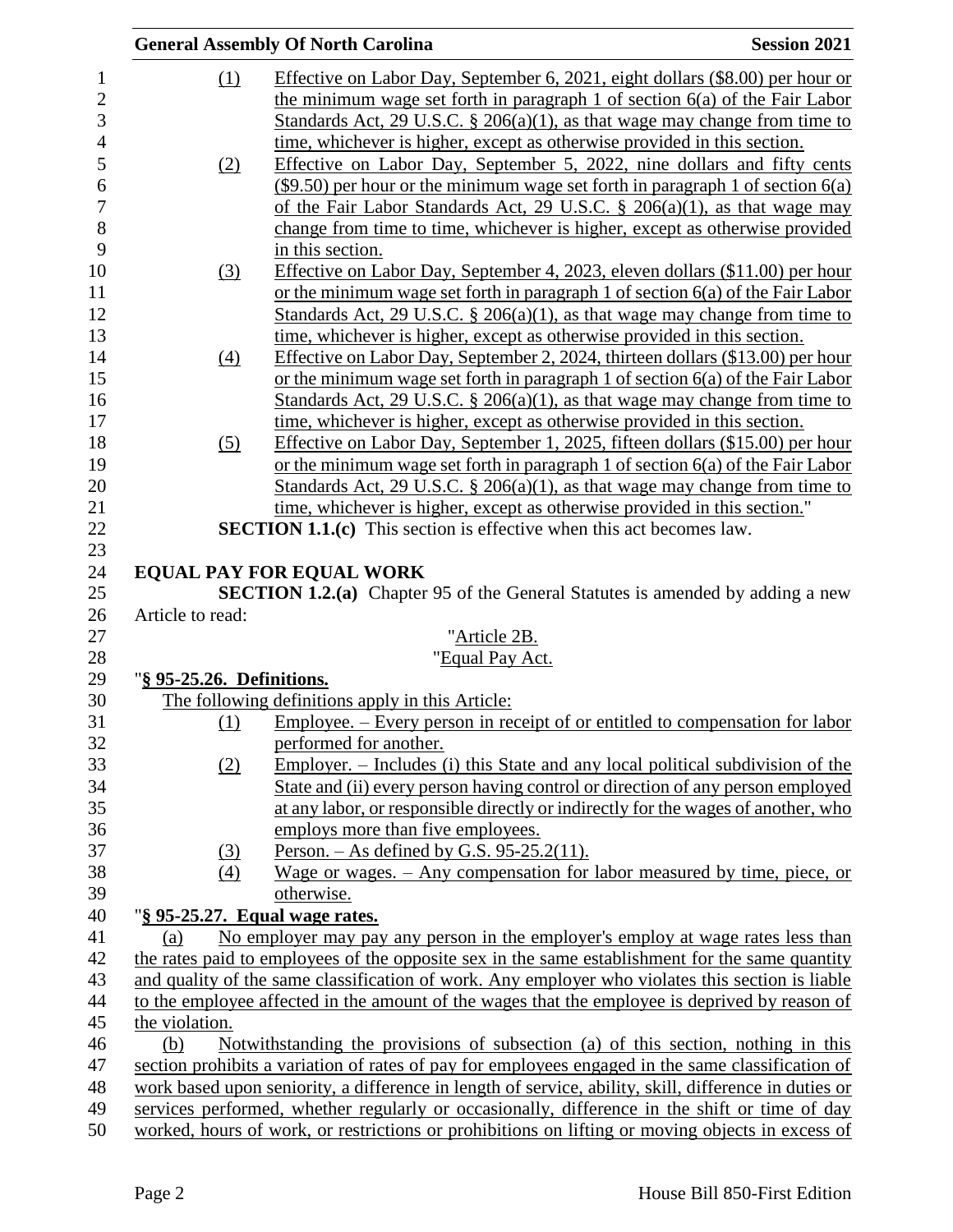(1) Effective on Labor Day, September 6, 2021, eight dollars ($8.00) per hour or the minimum wage set forth in paragraph 1 of section 6(a) of the Fair Labor Standards Act, 29 U.S.C. § 206(a)(1), as that wage may change from time to time, whichever is higher, except as otherwise provided in this section.

(2) Effective on Labor Day, September 5, 2022, nine dollars and fifty cents ($9.50) per hour or the minimum wage set forth in paragraph 1 of section 6(a) of the Fair Labor Standards Act, 29 U.S.C. § 206(a)(1), as that wage may change from time to time, whichever is higher, except as otherwise provided in this section.

(3) Effective on Labor Day, September 4, 2023, eleven dollars ($11.00) per hour or the minimum wage set forth in paragraph 1 of section 6(a) of the Fair Labor Standards Act, 29 U.S.C. § 206(a)(1), as that wage may change from time to time, whichever is higher, except as otherwise provided in this section.

(4) Effective on Labor Day, September 2, 2024, thirteen dollars ($13.00) per hour or the minimum wage set forth in paragraph 1 of section 6(a) of the Fair Labor Standards Act, 29 U.S.C. § 206(a)(1), as that wage may change from time to time, whichever is higher, except as otherwise provided in this section.

(5) Effective on Labor Day, September 1, 2025, fifteen dollars ($15.00) per hour or the minimum wage set forth in paragraph 1 of section 6(a) of the Fair Labor Standards Act, 29 U.S.C. § 206(a)(1), as that wage may change from time to time, whichever is higher, except as otherwise provided in this section."

**SECTION 1.1.(c)** This section is effective when this act becomes law.

## EQUAL PAY FOR EQUAL WORK

**SECTION 1.2.(a)** Chapter 95 of the General Statutes is amended by adding a new Article to read:

"Article 2B.

"Equal Pay Act.

"**§ 95-25.26. Definitions.**

The following definitions apply in this Article:

(1) Employee. – Every person in receipt of or entitled to compensation for labor performed for another.

(2) Employer. – Includes (i) this State and any local political subdivision of the State and (ii) every person having control or direction of any person employed at any labor, or responsible directly or indirectly for the wages of another, who employs more than five employees.

(3) Person. – As defined by G.S. 95-25.2(11).

(4) Wage or wages. – Any compensation for labor measured by time, piece, or otherwise.

"**§ 95-25.27. Equal wage rates.**

(a) No employer may pay any person in the employer's employ at wage rates less than the rates paid to employees of the opposite sex in the same establishment for the same quantity and quality of the same classification of work. Any employer who violates this section is liable to the employee affected in the amount of the wages that the employee is deprived by reason of the violation.

(b) Notwithstanding the provisions of subsection (a) of this section, nothing in this section prohibits a variation of rates of pay for employees engaged in the same classification of work based upon seniority, a difference in length of service, ability, skill, difference in duties or services performed, whether regularly or occasionally, difference in the shift or time of day worked, hours of work, or restrictions or prohibitions on lifting or moving objects in excess of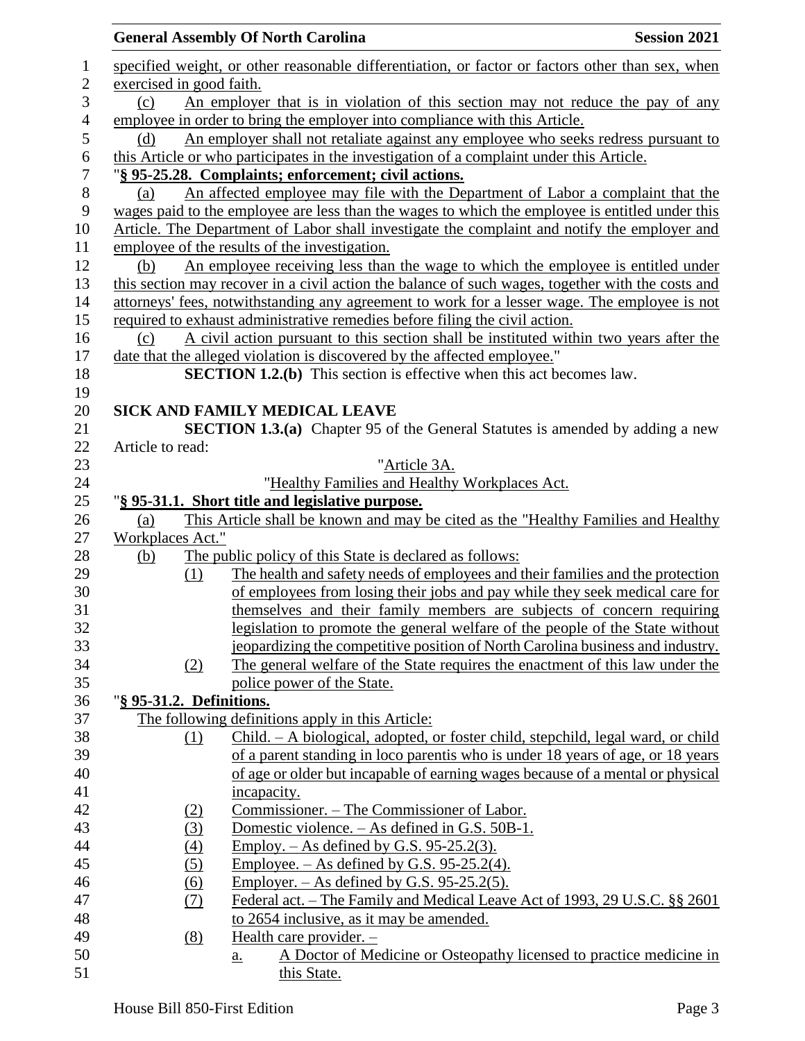specified weight, or other reasonable differentiation, or factor or factors other than sex, when exercised in good faith.

(c) An employer that is in violation of this section may not reduce the pay of any employee in order to bring the employer into compliance with this Article.

(d) An employer shall not retaliate against any employee who seeks redress pursuant to this Article or who participates in the investigation of a complaint under this Article.

"**§ 95-25.28. Complaints; enforcement; civil actions.**

(a) An affected employee may file with the Department of Labor a complaint that the wages paid to the employee are less than the wages to which the employee is entitled under this Article. The Department of Labor shall investigate the complaint and notify the employer and employee of the results of the investigation.

(b) An employee receiving less than the wage to which the employee is entitled under this section may recover in a civil action the balance of such wages, together with the costs and attorneys' fees, notwithstanding any agreement to work for a lesser wage. The employee is not required to exhaust administrative remedies before filing the civil action.

(c) A civil action pursuant to this section shall be instituted within two years after the date that the alleged violation is discovered by the affected employee."

**SECTION 1.2.(b)** This section is effective when this act becomes law.

**SICK AND FAMILY MEDICAL LEAVE**

**SECTION 1.3.(a)** Chapter 95 of the General Statutes is amended by adding a new Article to read:

"Article 3A.

"Healthy Families and Healthy Workplaces Act.

"**§ 95-31.1. Short title and legislative purpose.**

(a) This Article shall be known and may be cited as the "Healthy Families and Healthy Workplaces Act."

(b) The public policy of this State is declared as follows:

(1) The health and safety needs of employees and their families and the protection of employees from losing their jobs and pay while they seek medical care for themselves and their family members are subjects of concern requiring legislation to promote the general welfare of the people of the State without jeopardizing the competitive position of North Carolina business and industry.

(2) The general welfare of the State requires the enactment of this law under the police power of the State.

"**§ 95-31.2. Definitions.**

The following definitions apply in this Article:

(1) Child. – A biological, adopted, or foster child, stepchild, legal ward, or child of a parent standing in loco parentis who is under 18 years of age, or 18 years of age or older but incapable of earning wages because of a mental or physical incapacity.

(2) Commissioner. – The Commissioner of Labor.

(3) Domestic violence. – As defined in G.S. 50B-1.

(4) Employ. – As defined by G.S. 95-25.2(3).

(5) Employee. – As defined by G.S. 95-25.2(4).

(6) Employer. – As defined by G.S. 95-25.2(5).

(7) Federal act. – The Family and Medical Leave Act of 1993, 29 U.S.C. §§ 2601 to 2654 inclusive, as it may be amended.

(8) Health care provider. –

a. A Doctor of Medicine or Osteopathy licensed to practice medicine in this State.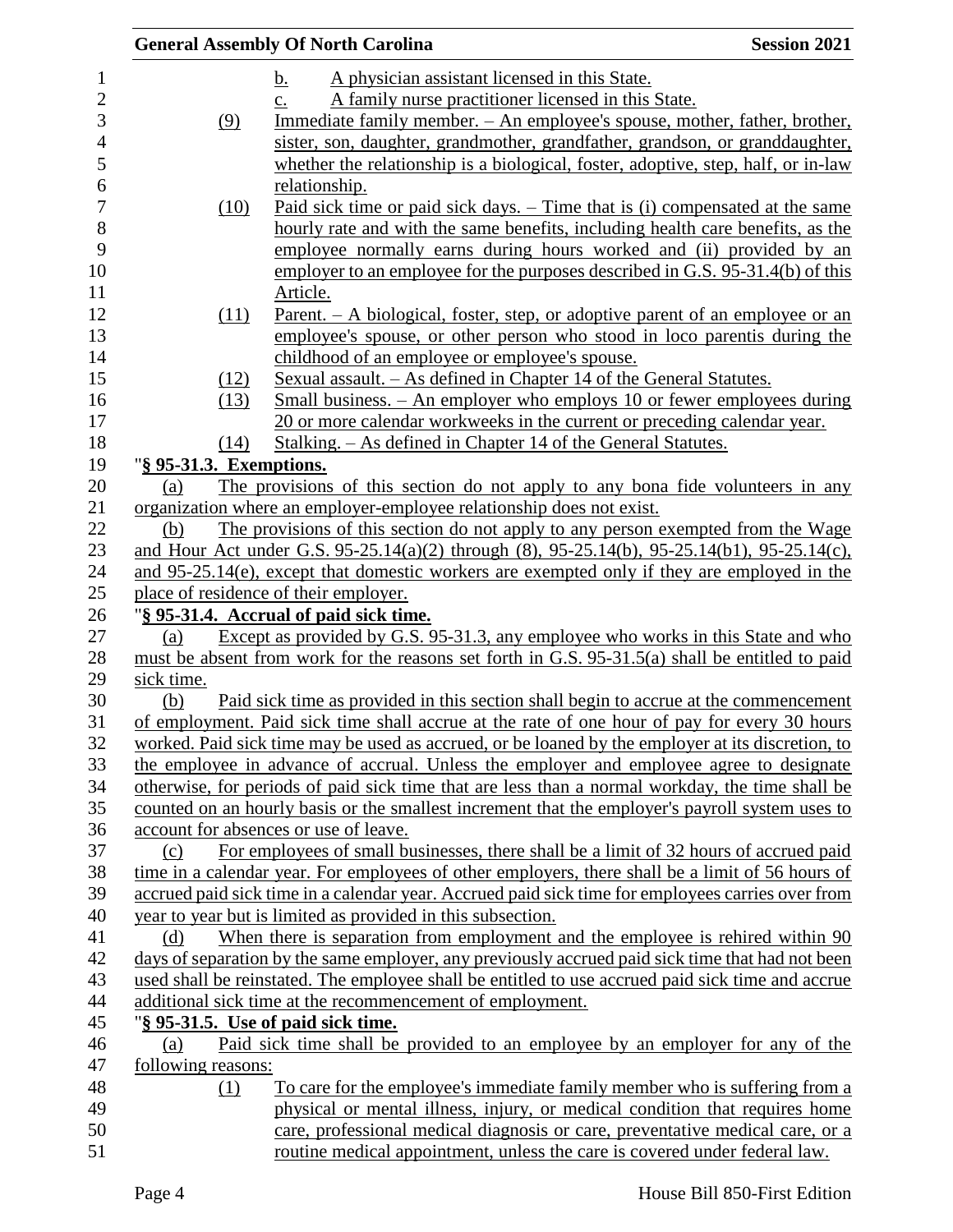b. A physician assistant licensed in this State.

c. A family nurse practitioner licensed in this State.

(9) Immediate family member. – An employee's spouse, mother, father, brother, sister, son, daughter, grandmother, grandfather, grandson, or granddaughter, whether the relationship is a biological, foster, adoptive, step, half, or in-law relationship.

(10) Paid sick time or paid sick days. – Time that is (i) compensated at the same hourly rate and with the same benefits, including health care benefits, as the employee normally earns during hours worked and (ii) provided by an employer to an employee for the purposes described in G.S. 95-31.4(b) of this Article.

(11) Parent. – A biological, foster, step, or adoptive parent of an employee or an employee's spouse, or other person who stood in loco parentis during the childhood of an employee or employee's spouse.

(12) Sexual assault. – As defined in Chapter 14 of the General Statutes.

(13) Small business. – An employer who employs 10 or fewer employees during 20 or more calendar workweeks in the current or preceding calendar year.

(14) Stalking. – As defined in Chapter 14 of the General Statutes.

"**§ 95-31.3. Exemptions.**

(a) The provisions of this section do not apply to any bona fide volunteers in any organization where an employer-employee relationship does not exist.

(b) The provisions of this section do not apply to any person exempted from the Wage and Hour Act under G.S. 95-25.14(a)(2) through (8), 95-25.14(b), 95-25.14(b1), 95-25.14(c), and 95-25.14(e), except that domestic workers are exempted only if they are employed in the place of residence of their employer.

"**§ 95-31.4. Accrual of paid sick time.**

(a) Except as provided by G.S. 95-31.3, any employee who works in this State and who must be absent from work for the reasons set forth in G.S. 95-31.5(a) shall be entitled to paid sick time.

(b) Paid sick time as provided in this section shall begin to accrue at the commencement of employment. Paid sick time shall accrue at the rate of one hour of pay for every 30 hours worked. Paid sick time may be used as accrued, or be loaned by the employer at its discretion, to the employee in advance of accrual. Unless the employer and employee agree to designate otherwise, for periods of paid sick time that are less than a normal workday, the time shall be counted on an hourly basis or the smallest increment that the employer's payroll system uses to account for absences or use of leave.

(c) For employees of small businesses, there shall be a limit of 32 hours of accrued paid time in a calendar year. For employees of other employers, there shall be a limit of 56 hours of accrued paid sick time in a calendar year. Accrued paid sick time for employees carries over from year to year but is limited as provided in this subsection.

(d) When there is separation from employment and the employee is rehired within 90 days of separation by the same employer, any previously accrued paid sick time that had not been used shall be reinstated. The employee shall be entitled to use accrued paid sick time and accrue additional sick time at the recommencement of employment.

"**§ 95-31.5. Use of paid sick time.**

(a) Paid sick time shall be provided to an employee by an employer for any of the following reasons:

(1) To care for the employee's immediate family member who is suffering from a physical or mental illness, injury, or medical condition that requires home care, professional medical diagnosis or care, preventative medical care, or a routine medical appointment, unless the care is covered under federal law.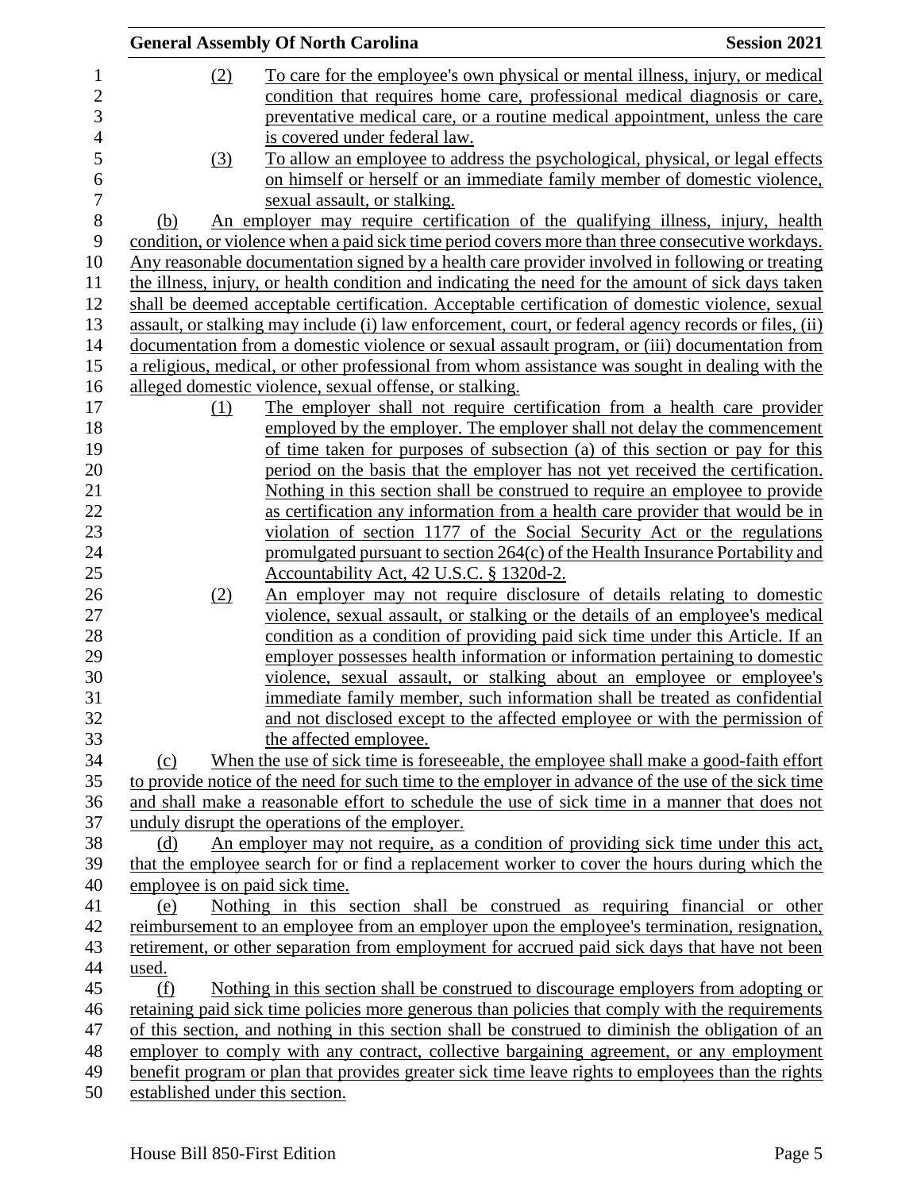(2) To care for the employee's own physical or mental illness, injury, or medical condition that requires home care, professional medical diagnosis or care, preventative medical care, or a routine medical appointment, unless the care is covered under federal law.

(3) To allow an employee to address the psychological, physical, or legal effects on himself or herself or an immediate family member of domestic violence, sexual assault, or stalking.

(b) An employer may require certification of the qualifying illness, injury, health condition, or violence when a paid sick time period covers more than three consecutive workdays. Any reasonable documentation signed by a health care provider involved in following or treating the illness, injury, or health condition and indicating the need for the amount of sick days taken shall be deemed acceptable certification. Acceptable certification of domestic violence, sexual assault, or stalking may include (i) law enforcement, court, or federal agency records or files, (ii) documentation from a domestic violence or sexual assault program, or (iii) documentation from a religious, medical, or other professional from whom assistance was sought in dealing with the alleged domestic violence, sexual offense, or stalking.

(1) The employer shall not require certification from a health care provider employed by the employer. The employer shall not delay the commencement of time taken for purposes of subsection (a) of this section or pay for this period on the basis that the employer has not yet received the certification. Nothing in this section shall be construed to require an employee to provide as certification any information from a health care provider that would be in violation of section 1177 of the Social Security Act or the regulations promulgated pursuant to section 264(c) of the Health Insurance Portability and Accountability Act, 42 U.S.C. § 1320d-2.

(2) An employer may not require disclosure of details relating to domestic violence, sexual assault, or stalking or the details of an employee's medical condition as a condition of providing paid sick time under this Article. If an employer possesses health information or information pertaining to domestic violence, sexual assault, or stalking about an employee or employee's immediate family member, such information shall be treated as confidential and not disclosed except to the affected employee or with the permission of the affected employee.

(c) When the use of sick time is foreseeable, the employee shall make a good-faith effort to provide notice of the need for such time to the employer in advance of the use of the sick time and shall make a reasonable effort to schedule the use of sick time in a manner that does not unduly disrupt the operations of the employer.

(d) An employer may not require, as a condition of providing sick time under this act, that the employee search for or find a replacement worker to cover the hours during which the employee is on paid sick time.

(e) Nothing in this section shall be construed as requiring financial or other reimbursement to an employee from an employer upon the employee's termination, resignation, retirement, or other separation from employment for accrued paid sick days that have not been used.

(f) Nothing in this section shall be construed to discourage employers from adopting or retaining paid sick time policies more generous than policies that comply with the requirements of this section, and nothing in this section shall be construed to diminish the obligation of an employer to comply with any contract, collective bargaining agreement, or any employment benefit program or plan that provides greater sick time leave rights to employees than the rights established under this section.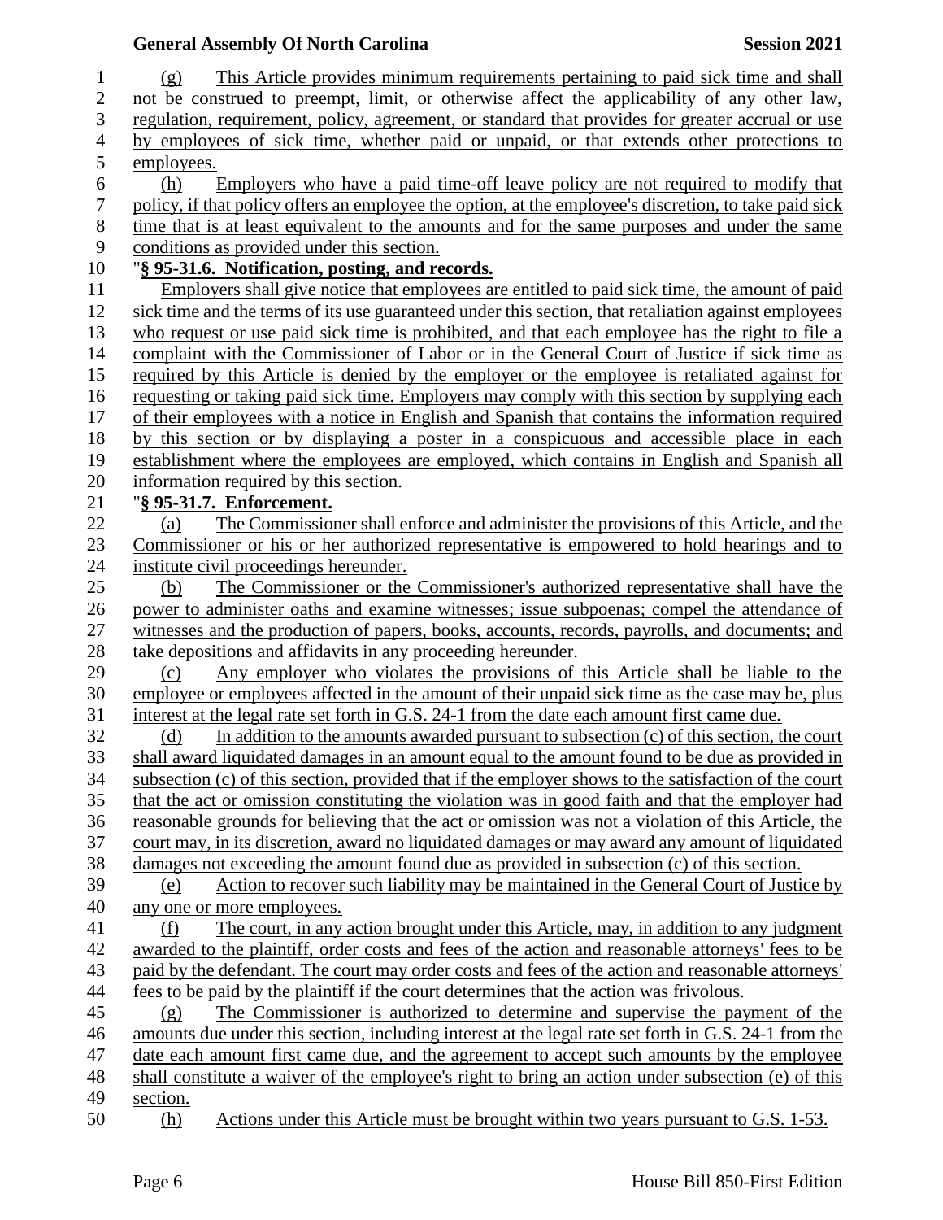(g) This Article provides minimum requirements pertaining to paid sick time and shall not be construed to preempt, limit, or otherwise affect the applicability of any other law, regulation, requirement, policy, agreement, or standard that provides for greater accrual or use by employees of sick time, whether paid or unpaid, or that extends other protections to employees.

(h) Employers who have a paid time-off leave policy are not required to modify that policy, if that policy offers an employee the option, at the employee's discretion, to take paid sick time that is at least equivalent to the amounts and for the same purposes and under the same conditions as provided under this section.

"**§ 95-31.6. Notification, posting, and records.**

Employers shall give notice that employees are entitled to paid sick time, the amount of paid sick time and the terms of its use guaranteed under this section, that retaliation against employees who request or use paid sick time is prohibited, and that each employee has the right to file a complaint with the Commissioner of Labor or in the General Court of Justice if sick time as required by this Article is denied by the employer or the employee is retaliated against for requesting or taking paid sick time. Employers may comply with this section by supplying each of their employees with a notice in English and Spanish that contains the information required by this section or by displaying a poster in a conspicuous and accessible place in each establishment where the employees are employed, which contains in English and Spanish all information required by this section.

"**§ 95-31.7. Enforcement.**

(a) The Commissioner shall enforce and administer the provisions of this Article, and the Commissioner or his or her authorized representative is empowered to hold hearings and to institute civil proceedings hereunder.

(b) The Commissioner or the Commissioner's authorized representative shall have the power to administer oaths and examine witnesses; issue subpoenas; compel the attendance of witnesses and the production of papers, books, accounts, records, payrolls, and documents; and take depositions and affidavits in any proceeding hereunder.

(c) Any employer who violates the provisions of this Article shall be liable to the employee or employees affected in the amount of their unpaid sick time as the case may be, plus interest at the legal rate set forth in G.S. 24-1 from the date each amount first came due.

(d) In addition to the amounts awarded pursuant to subsection (c) of this section, the court shall award liquidated damages in an amount equal to the amount found to be due as provided in subsection (c) of this section, provided that if the employer shows to the satisfaction of the court that the act or omission constituting the violation was in good faith and that the employer had reasonable grounds for believing that the act or omission was not a violation of this Article, the court may, in its discretion, award no liquidated damages or may award any amount of liquidated damages not exceeding the amount found due as provided in subsection (c) of this section.

(e) Action to recover such liability may be maintained in the General Court of Justice by any one or more employees.

(f) The court, in any action brought under this Article, may, in addition to any judgment awarded to the plaintiff, order costs and fees of the action and reasonable attorneys' fees to be paid by the defendant. The court may order costs and fees of the action and reasonable attorneys' fees to be paid by the plaintiff if the court determines that the action was frivolous.

(g) The Commissioner is authorized to determine and supervise the payment of the amounts due under this section, including interest at the legal rate set forth in G.S. 24-1 from the date each amount first came due, and the agreement to accept such amounts by the employee shall constitute a waiver of the employee's right to bring an action under subsection (e) of this section.

(h) Actions under this Article must be brought within two years pursuant to G.S. 1-53.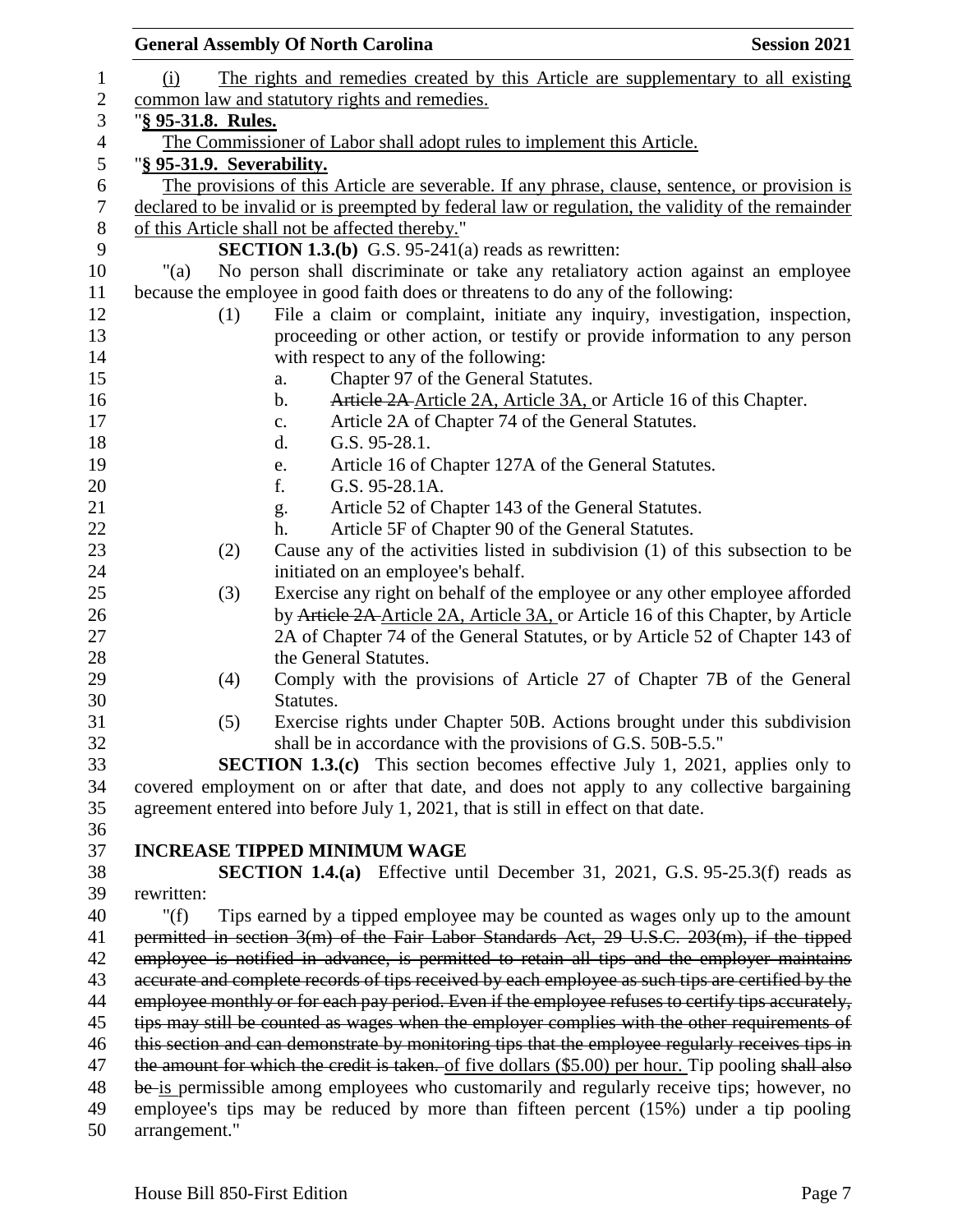(i) <u>The rights and remedies created by this Article are supplementary to all existing common law and statutory rights and remedies.</u>

"<u>**§ 95-31.8. Rules.**</u>

<u>The Commissioner of Labor shall adopt rules to implement this Article.</u>

"<u>**§ 95-31.9. Severability.**</u>

<u>The provisions of this Article are severable. If any phrase, clause, sentence, or provision is declared to be invalid or is preempted by federal law or regulation, the validity of the remainder of this Article shall not be affected thereby.</u>"

**SECTION 1.3.(b)** G.S. 95-241(a) reads as rewritten:

"(a) No person shall discriminate or take any retaliatory action against an employee because the employee in good faith does or threatens to do any of the following:

(1) File a claim or complaint, initiate any inquiry, investigation, inspection, proceeding or other action, or testify or provide information to any person with respect to any of the following:

a. Chapter 97 of the General Statutes.

b. ~~Article 2A~~ <u>Article 2A, Article 3A,</u> or Article 16 of this Chapter.

c. Article 2A of Chapter 74 of the General Statutes.

d. G.S. 95-28.1.

e. Article 16 of Chapter 127A of the General Statutes.

f. G.S. 95-28.1A.

g. Article 52 of Chapter 143 of the General Statutes.

h. Article 5F of Chapter 90 of the General Statutes.

(2) Cause any of the activities listed in subdivision (1) of this subsection to be initiated on an employee's behalf.

(3) Exercise any right on behalf of the employee or any other employee afforded by ~~Article 2A~~ <u>Article 2A, Article 3A,</u> or Article 16 of this Chapter, by Article 2A of Chapter 74 of the General Statutes, or by Article 52 of Chapter 143 of the General Statutes.

(4) Comply with the provisions of Article 27 of Chapter 7B of the General Statutes.

(5) Exercise rights under Chapter 50B. Actions brought under this subdivision shall be in accordance with the provisions of G.S. 50B-5.5."

**SECTION 1.3.(c)** This section becomes effective July 1, 2021, applies only to covered employment on or after that date, and does not apply to any collective bargaining agreement entered into before July 1, 2021, that is still in effect on that date.

## INCREASE TIPPED MINIMUM WAGE

**SECTION 1.4.(a)** Effective until December 31, 2021, G.S. 95-25.3(f) reads as rewritten:

"(f) Tips earned by a tipped employee may be counted as wages only up to the amount ~~permitted in section 3(m) of the Fair Labor Standards Act, 29 U.S.C. 203(m), if the tipped employee is notified in advance, is permitted to retain all tips and the employer maintains accurate and complete records of tips received by each employee as such tips are certified by the employee monthly or for each pay period. Even if the employee refuses to certify tips accurately, tips may still be counted as wages when the employer complies with the other requirements of this section and can demonstrate by monitoring tips that the employee regularly receives tips in the amount for which the credit is taken.~~ <u>of five dollars ($5.00) per hour.</u> Tip pooling ~~shall also be~~ <u>is</u> permissible among employees who customarily and regularly receive tips; however, no employee's tips may be reduced by more than fifteen percent (15%) under a tip pooling arrangement."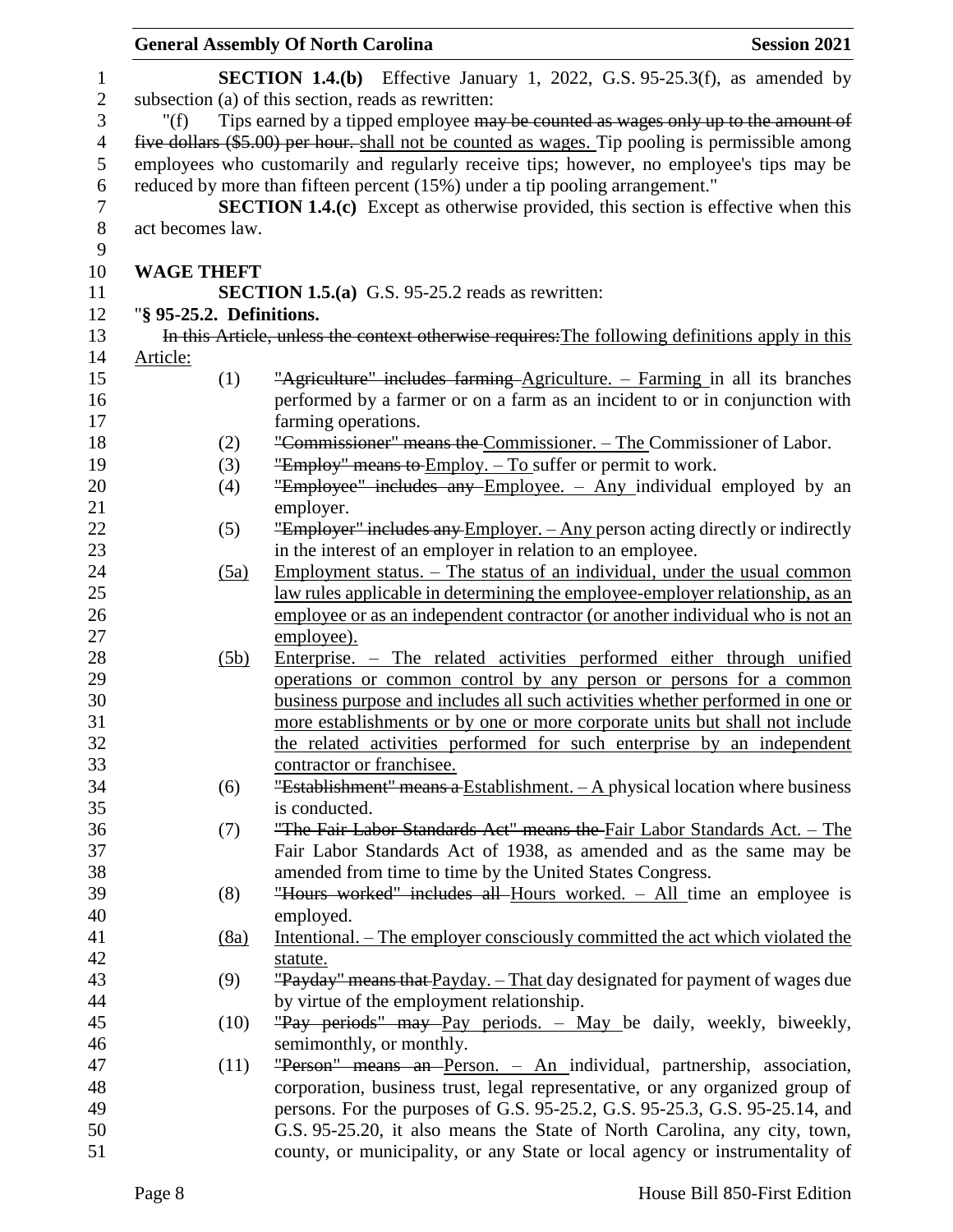**SECTION 1.4.(b)** Effective January 1, 2022, G.S. 95-25.3(f), as amended by subsection (a) of this section, reads as rewritten:

"(f) Tips earned by a tipped employee ~~may be counted as wages only up to the amount of five dollars ($5.00) per hour.~~ shall not be counted as wages. Tip pooling is permissible among employees who customarily and regularly receive tips; however, no employee's tips may be reduced by more than fifteen percent (15%) under a tip pooling arrangement."

**SECTION 1.4.(c)** Except as otherwise provided, this section is effective when this act becomes law.

**WAGE THEFT**

**SECTION 1.5.(a)** G.S. 95-25.2 reads as rewritten:

"**§ 95-25.2. Definitions.**

~~In this Article, unless the context otherwise requires:~~The following definitions apply in this Article:

(1) ~~"Agriculture" includes farming~~ Agriculture. – Farming in all its branches performed by a farmer or on a farm as an incident to or in conjunction with farming operations.

(2) ~~"Commissioner" means the~~ Commissioner. – The Commissioner of Labor.

(3) ~~"Employ" means to~~ Employ. – To suffer or permit to work.

(4) ~~"Employee" includes any~~ Employee. – Any individual employed by an employer.

(5) ~~"Employer" includes any~~ Employer. – Any person acting directly or indirectly in the interest of an employer in relation to an employee.

(5a) Employment status. – The status of an individual, under the usual common law rules applicable in determining the employee-employer relationship, as an employee or as an independent contractor (or another individual who is not an employee).

(5b) Enterprise. – The related activities performed either through unified operations or common control by any person or persons for a common business purpose and includes all such activities whether performed in one or more establishments or by one or more corporate units but shall not include the related activities performed for such enterprise by an independent contractor or franchisee.

(6) ~~"Establishment" means a~~ Establishment. – A physical location where business is conducted.

(7) ~~"The Fair Labor Standards Act" means the~~ Fair Labor Standards Act. – The Fair Labor Standards Act of 1938, as amended and as the same may be amended from time to time by the United States Congress.

(8) ~~"Hours worked" includes all~~ Hours worked. – All time an employee is employed.

(8a) Intentional. – The employer consciously committed the act which violated the statute.

(9) ~~"Payday" means that~~ Payday. – That day designated for payment of wages due by virtue of the employment relationship.

(10) ~~"Pay periods" may~~ Pay periods. – May be daily, weekly, biweekly, semimonthly, or monthly.

(11) ~~"Person" means an~~ Person. – An individual, partnership, association, corporation, business trust, legal representative, or any organized group of persons. For the purposes of G.S. 95-25.2, G.S. 95-25.3, G.S. 95-25.14, and G.S. 95-25.20, it also means the State of North Carolina, any city, town, county, or municipality, or any State or local agency or instrumentality of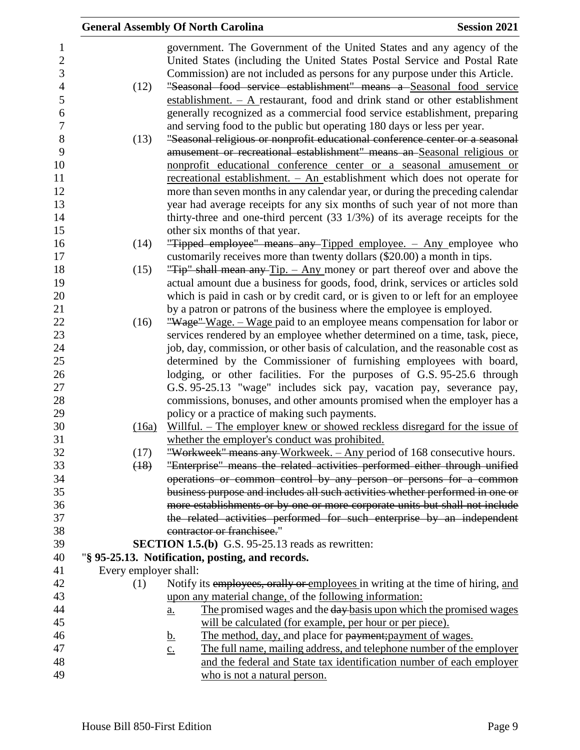government. The Government of the United States and any agency of the United States (including the United States Postal Service and Postal Rate Commission) are not included as persons for any purpose under this Article.

(12) ~~"Seasonal food service establishment" means a~~ Seasonal food service establishment. – A restaurant, food and drink stand or other establishment generally recognized as a commercial food service establishment, preparing and serving food to the public but operating 180 days or less per year.

(13) ~~"Seasonal religious or nonprofit educational conference center or a seasonal amusement or recreational establishment" means an~~ Seasonal religious or nonprofit educational conference center or a seasonal amusement or recreational establishment. – An establishment which does not operate for more than seven months in any calendar year, or during the preceding calendar year had average receipts for any six months of such year of not more than thirty-three and one-third percent (33 1/3%) of its average receipts for the other six months of that year.

(14) ~~"Tipped employee" means any~~ Tipped employee. – Any employee who customarily receives more than twenty dollars ($20.00) a month in tips.

(15) ~~"Tip" shall mean any~~ Tip. – Any money or part thereof over and above the actual amount due a business for goods, food, drink, services or articles sold which is paid in cash or by credit card, or is given to or left for an employee by a patron or patrons of the business where the employee is employed.

(16) ~~"Wage"~~ Wage. – Wage paid to an employee means compensation for labor or services rendered by an employee whether determined on a time, task, piece, job, day, commission, or other basis of calculation, and the reasonable cost as determined by the Commissioner of furnishing employees with board, lodging, or other facilities. For the purposes of G.S. 95-25.6 through G.S. 95-25.13 "wage" includes sick pay, vacation pay, severance pay, commissions, bonuses, and other amounts promised when the employer has a policy or a practice of making such payments.

(16a) Willful. – The employer knew or showed reckless disregard for the issue of whether the employer's conduct was prohibited.

(17) ~~"Workweek" means any~~ Workweek. – Any period of 168 consecutive hours.

~~(18) "Enterprise" means the related activities performed either through unified operations or common control by any person or persons for a common business purpose and includes all such activities whether performed in one or more establishments or by one or more corporate units but shall not include the related activities performed for such enterprise by an independent contractor or franchisee.~~"

**SECTION 1.5.(b)** G.S. 95-25.13 reads as rewritten:

"**§ 95-25.13. Notification, posting, and records.**

Every employer shall:

(1) Notify its ~~employees, orally or~~ employees in writing at the time of hiring, and upon any material change, of the following information:

a. The promised wages and the ~~day~~ basis upon which the promised wages will be calculated (for example, per hour or per piece).

b. The method, day, and place for ~~payment;~~payment of wages.

c. The full name, mailing address, and telephone number of the employer and the federal and State tax identification number of each employer who is not a natural person.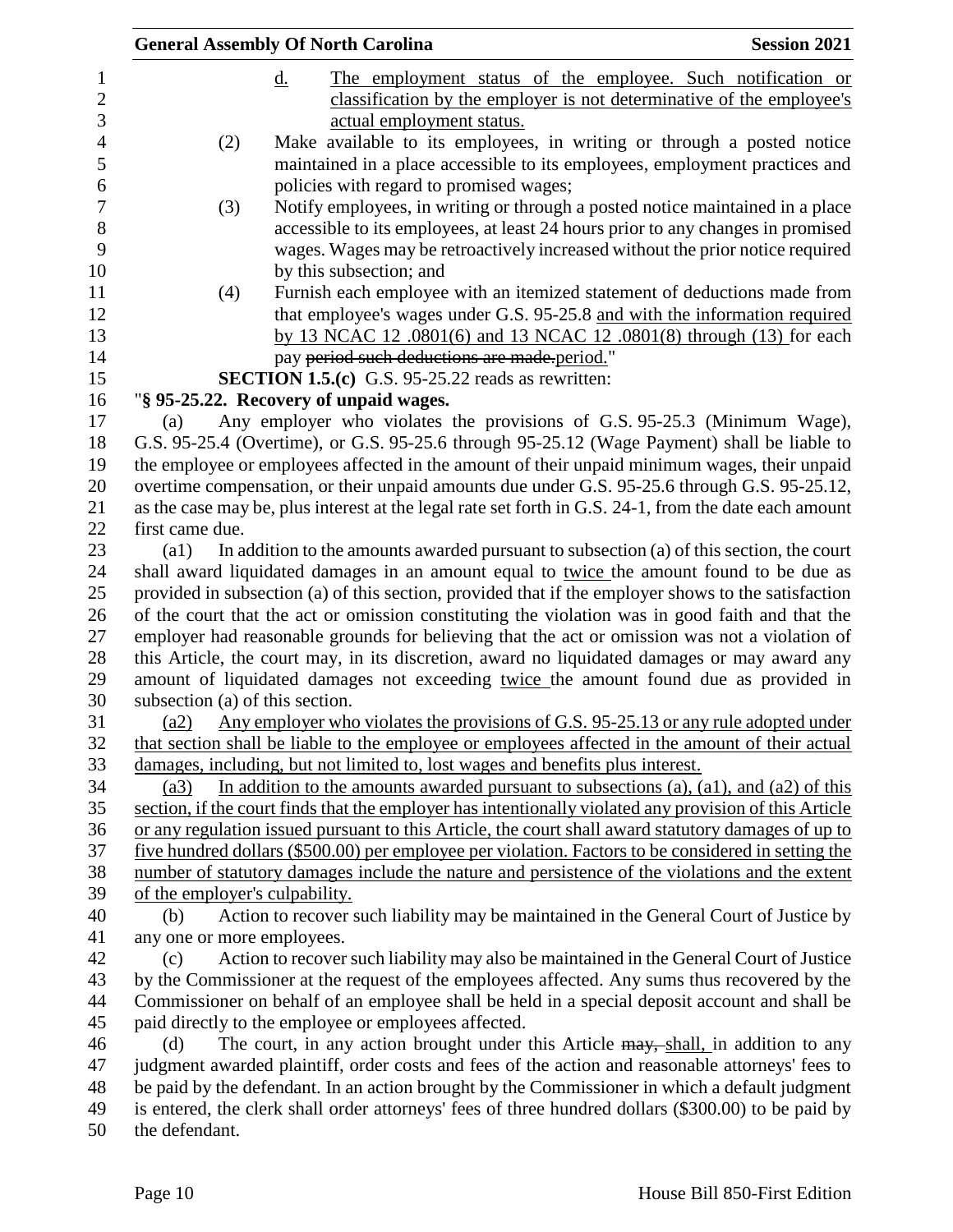d. The employment status of the employee. Such notification or classification by the employer is not determinative of the employee's actual employment status.

(2) Make available to its employees, in writing or through a posted notice maintained in a place accessible to its employees, employment practices and policies with regard to promised wages;

(3) Notify employees, in writing or through a posted notice maintained in a place accessible to its employees, at least 24 hours prior to any changes in promised wages. Wages may be retroactively increased without the prior notice required by this subsection; and

(4) Furnish each employee with an itemized statement of deductions made from that employee's wages under G.S. 95-25.8 and with the information required by 13 NCAC 12 .0801(6) and 13 NCAC 12 .0801(8) through (13) for each pay ~~period such deductions are made.~~period."

**SECTION 1.5.(c)** G.S. 95-25.22 reads as rewritten:

"**§ 95-25.22. Recovery of unpaid wages.**

(a) Any employer who violates the provisions of G.S. 95-25.3 (Minimum Wage), G.S. 95-25.4 (Overtime), or G.S. 95-25.6 through 95-25.12 (Wage Payment) shall be liable to the employee or employees affected in the amount of their unpaid minimum wages, their unpaid overtime compensation, or their unpaid amounts due under G.S. 95-25.6 through G.S. 95-25.12, as the case may be, plus interest at the legal rate set forth in G.S. 24-1, from the date each amount first came due.

(a1) In addition to the amounts awarded pursuant to subsection (a) of this section, the court shall award liquidated damages in an amount equal to twice the amount found to be due as provided in subsection (a) of this section, provided that if the employer shows to the satisfaction of the court that the act or omission constituting the violation was in good faith and that the employer had reasonable grounds for believing that the act or omission was not a violation of this Article, the court may, in its discretion, award no liquidated damages or may award any amount of liquidated damages not exceeding twice the amount found due as provided in subsection (a) of this section.

(a2) Any employer who violates the provisions of G.S. 95-25.13 or any rule adopted under that section shall be liable to the employee or employees affected in the amount of their actual damages, including, but not limited to, lost wages and benefits plus interest.

(a3) In addition to the amounts awarded pursuant to subsections (a), (a1), and (a2) of this section, if the court finds that the employer has intentionally violated any provision of this Article or any regulation issued pursuant to this Article, the court shall award statutory damages of up to five hundred dollars ($500.00) per employee per violation. Factors to be considered in setting the number of statutory damages include the nature and persistence of the violations and the extent of the employer's culpability.

(b) Action to recover such liability may be maintained in the General Court of Justice by any one or more employees.

(c) Action to recover such liability may also be maintained in the General Court of Justice by the Commissioner at the request of the employees affected. Any sums thus recovered by the Commissioner on behalf of an employee shall be held in a special deposit account and shall be paid directly to the employee or employees affected.

(d) The court, in any action brought under this Article ~~may,~~ shall, in addition to any judgment awarded plaintiff, order costs and fees of the action and reasonable attorneys' fees to be paid by the defendant. In an action brought by the Commissioner in which a default judgment is entered, the clerk shall order attorneys' fees of three hundred dollars ($300.00) to be paid by the defendant.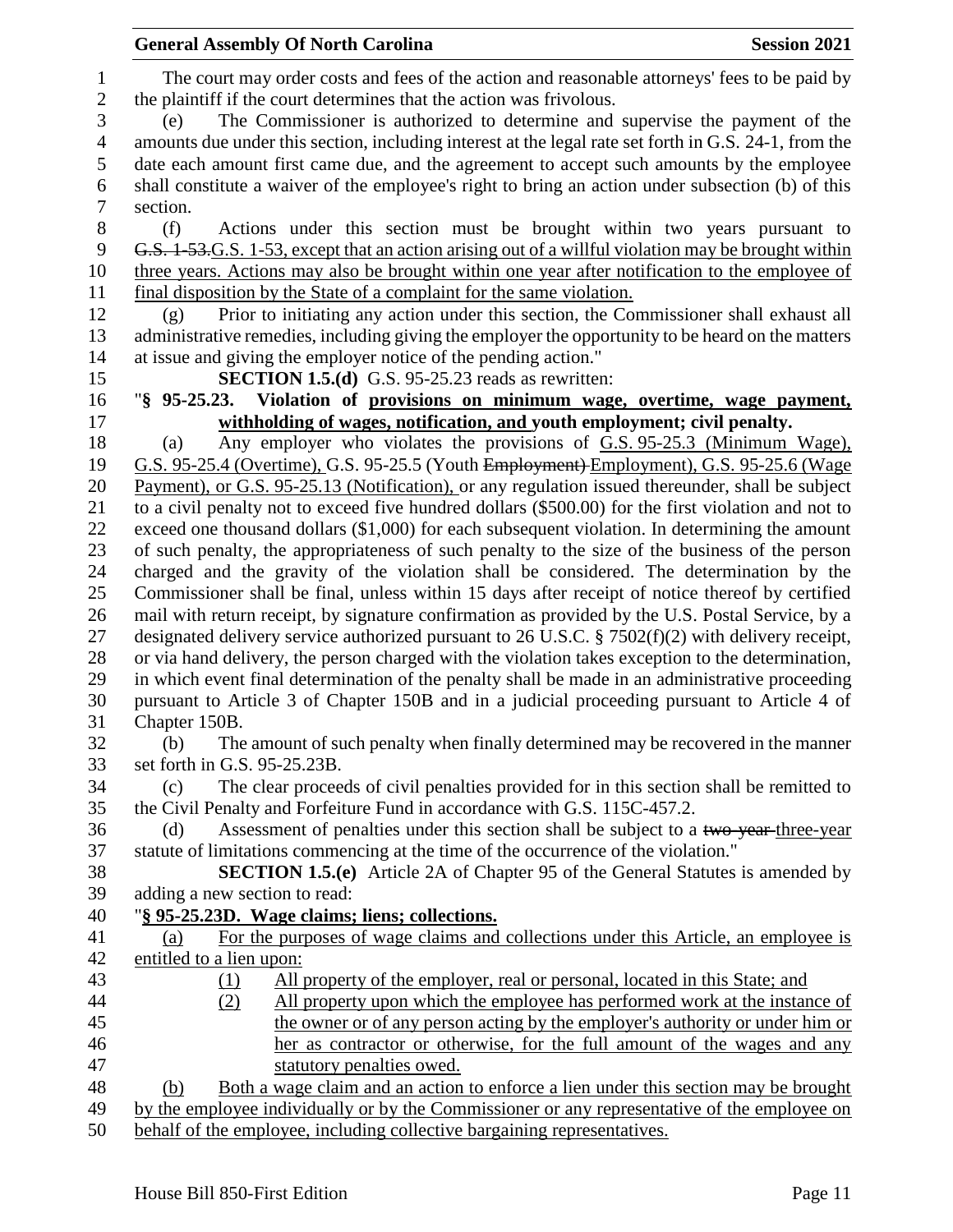The court may order costs and fees of the action and reasonable attorneys' fees to be paid by the plaintiff if the court determines that the action was frivolous.

(e) The Commissioner is authorized to determine and supervise the payment of the amounts due under this section, including interest at the legal rate set forth in G.S. 24-1, from the date each amount first came due, and the agreement to accept such amounts by the employee shall constitute a waiver of the employee's right to bring an action under subsection (b) of this section.

(f) Actions under this section must be brought within two years pursuant to ~~G.S. 1-53.~~G.S. 1-53, except that an action arising out of a willful violation may be brought within three years. Actions may also be brought within one year after notification to the employee of final disposition by the State of a complaint for the same violation.

(g) Prior to initiating any action under this section, the Commissioner shall exhaust all administrative remedies, including giving the employer the opportunity to be heard on the matters at issue and giving the employer notice of the pending action."

**SECTION 1.5.(d)** G.S. 95-25.23 reads as rewritten:

"**§ 95-25.23. Violation of provisions on minimum wage, overtime, wage payment, withholding of wages, notification, and youth employment; civil penalty.**

(a) Any employer who violates the provisions of G.S. 95-25.3 (Minimum Wage), G.S. 95-25.4 (Overtime), G.S. 95-25.5 (Youth ~~Employment)~~ Employment), G.S. 95-25.6 (Wage Payment), or G.S. 95-25.13 (Notification), or any regulation issued thereunder, shall be subject to a civil penalty not to exceed five hundred dollars ($500.00) for the first violation and not to exceed one thousand dollars ($1,000) for each subsequent violation. In determining the amount of such penalty, the appropriateness of such penalty to the size of the business of the person charged and the gravity of the violation shall be considered. The determination by the Commissioner shall be final, unless within 15 days after receipt of notice thereof by certified mail with return receipt, by signature confirmation as provided by the U.S. Postal Service, by a designated delivery service authorized pursuant to 26 U.S.C. § 7502(f)(2) with delivery receipt, or via hand delivery, the person charged with the violation takes exception to the determination, in which event final determination of the penalty shall be made in an administrative proceeding pursuant to Article 3 of Chapter 150B and in a judicial proceeding pursuant to Article 4 of Chapter 150B.

(b) The amount of such penalty when finally determined may be recovered in the manner set forth in G.S. 95-25.23B.

(c) The clear proceeds of civil penalties provided for in this section shall be remitted to the Civil Penalty and Forfeiture Fund in accordance with G.S. 115C-457.2.

(d) Assessment of penalties under this section shall be subject to a ~~two-year~~ three-year statute of limitations commencing at the time of the occurrence of the violation."

**SECTION 1.5.(e)** Article 2A of Chapter 95 of the General Statutes is amended by adding a new section to read:

"**§ 95-25.23D. Wage claims; liens; collections.**

(a) For the purposes of wage claims and collections under this Article, an employee is entitled to a lien upon:

(1) All property of the employer, real or personal, located in this State; and

(2) All property upon which the employee has performed work at the instance of the owner or of any person acting by the employer's authority or under him or her as contractor or otherwise, for the full amount of the wages and any statutory penalties owed.

(b) Both a wage claim and an action to enforce a lien under this section may be brought by the employee individually or by the Commissioner or any representative of the employee on behalf of the employee, including collective bargaining representatives.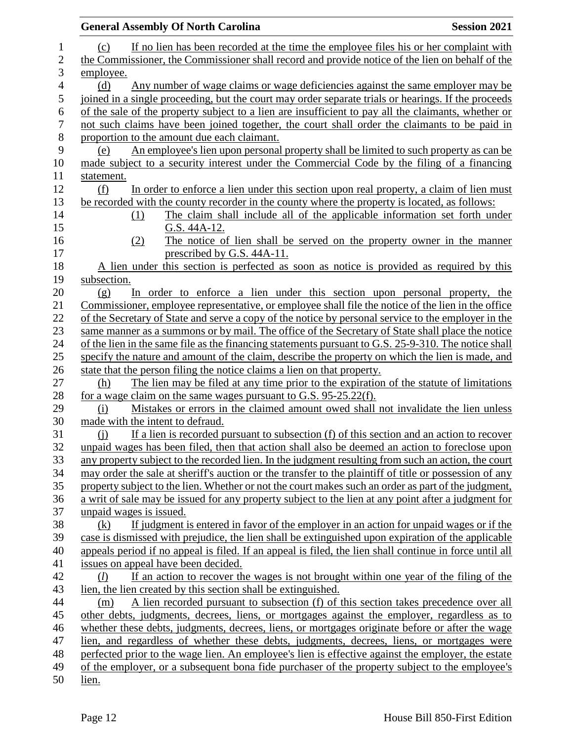(c) If no lien has been recorded at the time the employee files his or her complaint with the Commissioner, the Commissioner shall record and provide notice of the lien on behalf of the employee.

(d) Any number of wage claims or wage deficiencies against the same employer may be joined in a single proceeding, but the court may order separate trials or hearings. If the proceeds of the sale of the property subject to a lien are insufficient to pay all the claimants, whether or not such claims have been joined together, the court shall order the claimants to be paid in proportion to the amount due each claimant.

(e) An employee's lien upon personal property shall be limited to such property as can be made subject to a security interest under the Commercial Code by the filing of a financing statement.

(f) In order to enforce a lien under this section upon real property, a claim of lien must be recorded with the county recorder in the county where the property is located, as follows:

(1) The claim shall include all of the applicable information set forth under G.S. 44A-12.

(2) The notice of lien shall be served on the property owner in the manner prescribed by G.S. 44A-11.

A lien under this section is perfected as soon as notice is provided as required by this subsection.

(g) In order to enforce a lien under this section upon personal property, the Commissioner, employee representative, or employee shall file the notice of the lien in the office of the Secretary of State and serve a copy of the notice by personal service to the employer in the same manner as a summons or by mail. The office of the Secretary of State shall place the notice of the lien in the same file as the financing statements pursuant to G.S. 25-9-310. The notice shall specify the nature and amount of the claim, describe the property on which the lien is made, and state that the person filing the notice claims a lien on that property.

(h) The lien may be filed at any time prior to the expiration of the statute of limitations for a wage claim on the same wages pursuant to G.S. 95-25.22(f).

(i) Mistakes or errors in the claimed amount owed shall not invalidate the lien unless made with the intent to defraud.

(j) If a lien is recorded pursuant to subsection (f) of this section and an action to recover unpaid wages has been filed, then that action shall also be deemed an action to foreclose upon any property subject to the recorded lien. In the judgment resulting from such an action, the court may order the sale at sheriff's auction or the transfer to the plaintiff of title or possession of any property subject to the lien. Whether or not the court makes such an order as part of the judgment, a writ of sale may be issued for any property subject to the lien at any point after a judgment for unpaid wages is issued.

(k) If judgment is entered in favor of the employer in an action for unpaid wages or if the case is dismissed with prejudice, the lien shall be extinguished upon expiration of the applicable appeals period if no appeal is filed. If an appeal is filed, the lien shall continue in force until all issues on appeal have been decided.

(*l*) If an action to recover the wages is not brought within one year of the filing of the lien, the lien created by this section shall be extinguished.

(m) A lien recorded pursuant to subsection (f) of this section takes precedence over all other debts, judgments, decrees, liens, or mortgages against the employer, regardless as to whether these debts, judgments, decrees, liens, or mortgages originate before or after the wage lien, and regardless of whether these debts, judgments, decrees, liens, or mortgages were perfected prior to the wage lien. An employee's lien is effective against the employer, the estate of the employer, or a subsequent bona fide purchaser of the property subject to the employee's lien.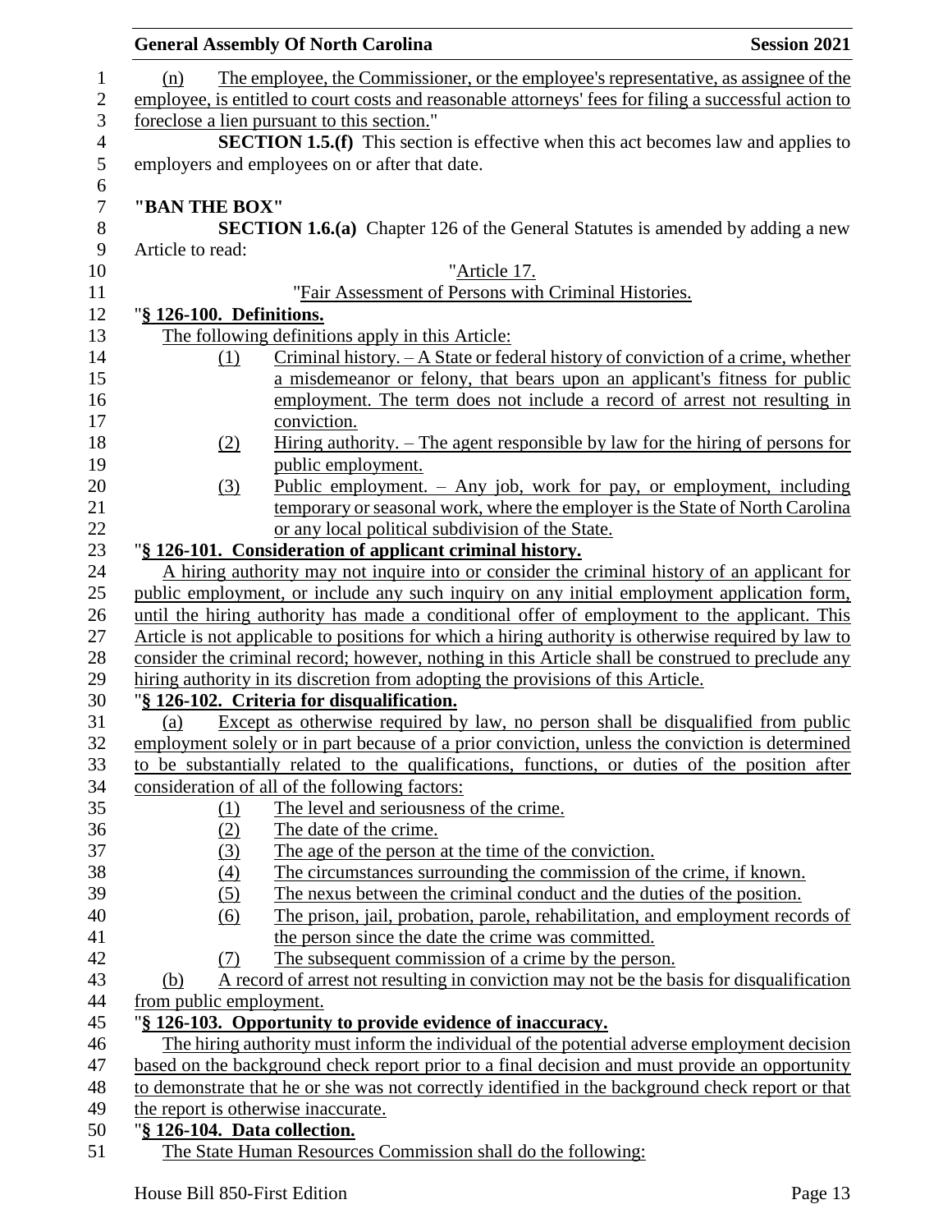(n) The employee, the Commissioner, or the employee's representative, as assignee of the employee, is entitled to court costs and reasonable attorneys' fees for filing a successful action to foreclose a lien pursuant to this section."

**SECTION 1.5.(f)** This section is effective when this act becomes law and applies to employers and employees on or after that date.

**"BAN THE BOX"**

**SECTION 1.6.(a)** Chapter 126 of the General Statutes is amended by adding a new Article to read:

"Article 17.

"Fair Assessment of Persons with Criminal Histories.

"**§ 126-100. Definitions.**

The following definitions apply in this Article:

(1) Criminal history. – A State or federal history of conviction of a crime, whether a misdemeanor or felony, that bears upon an applicant's fitness for public employment. The term does not include a record of arrest not resulting in conviction.

(2) Hiring authority. – The agent responsible by law for the hiring of persons for public employment.

(3) Public employment. – Any job, work for pay, or employment, including temporary or seasonal work, where the employer is the State of North Carolina or any local political subdivision of the State.

"**§ 126-101. Consideration of applicant criminal history.**

A hiring authority may not inquire into or consider the criminal history of an applicant for public employment, or include any such inquiry on any initial employment application form, until the hiring authority has made a conditional offer of employment to the applicant. This Article is not applicable to positions for which a hiring authority is otherwise required by law to consider the criminal record; however, nothing in this Article shall be construed to preclude any hiring authority in its discretion from adopting the provisions of this Article.

"**§ 126-102. Criteria for disqualification.**

(a) Except as otherwise required by law, no person shall be disqualified from public employment solely or in part because of a prior conviction, unless the conviction is determined to be substantially related to the qualifications, functions, or duties of the position after consideration of all of the following factors:

(1) The level and seriousness of the crime.

(2) The date of the crime.

(3) The age of the person at the time of the conviction.

(4) The circumstances surrounding the commission of the crime, if known.

(5) The nexus between the criminal conduct and the duties of the position.

(6) The prison, jail, probation, parole, rehabilitation, and employment records of the person since the date the crime was committed.

(7) The subsequent commission of a crime by the person.

(b) A record of arrest not resulting in conviction may not be the basis for disqualification from public employment.

"**§ 126-103. Opportunity to provide evidence of inaccuracy.**

The hiring authority must inform the individual of the potential adverse employment decision based on the background check report prior to a final decision and must provide an opportunity to demonstrate that he or she was not correctly identified in the background check report or that the report is otherwise inaccurate.

"**§ 126-104. Data collection.**

The State Human Resources Commission shall do the following: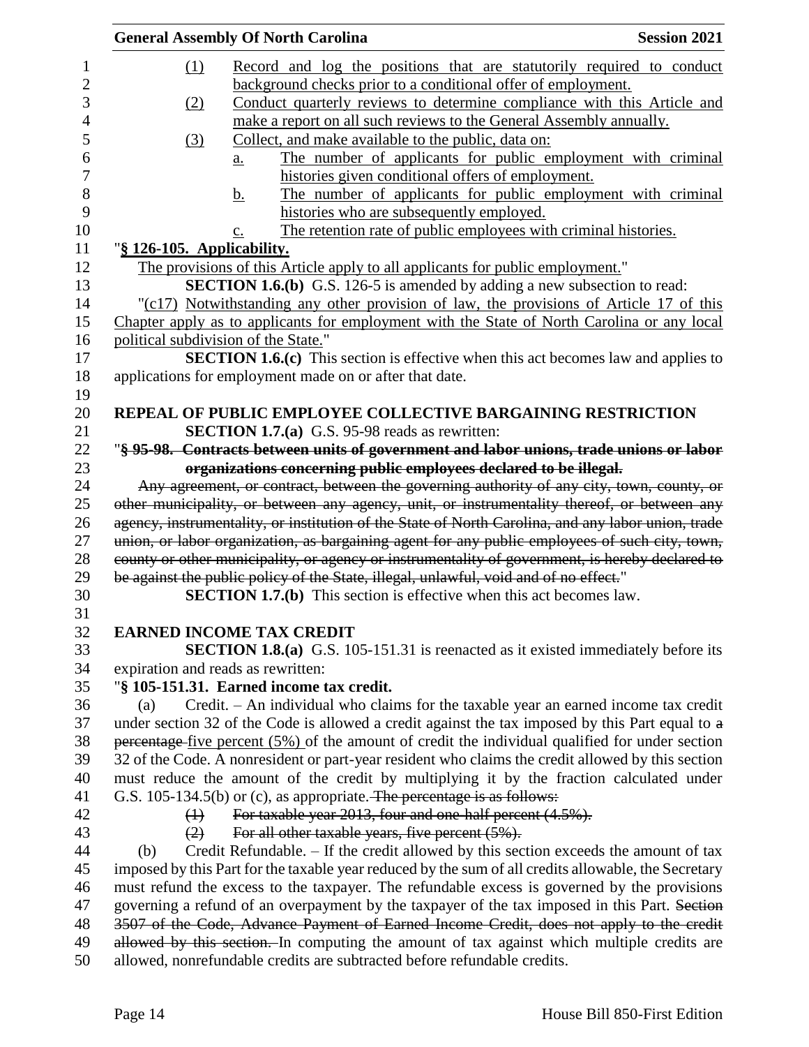(1) Record and log the positions that are statutorily required to conduct background checks prior to a conditional offer of employment.

(2) Conduct quarterly reviews to determine compliance with this Article and make a report on all such reviews to the General Assembly annually.

(3) Collect, and make available to the public, data on:

a. The number of applicants for public employment with criminal histories given conditional offers of employment.

b. The number of applicants for public employment with criminal histories who are subsequently employed.

c. The retention rate of public employees with criminal histories.

"**§ 126-105. Applicability.**

The provisions of this Article apply to all applicants for public employment."

**SECTION 1.6.(b)** G.S. 126-5 is amended by adding a new subsection to read:

"(c17) Notwithstanding any other provision of law, the provisions of Article 17 of this Chapter apply as to applicants for employment with the State of North Carolina or any local political subdivision of the State."

**SECTION 1.6.(c)** This section is effective when this act becomes law and applies to applications for employment made on or after that date.

**REPEAL OF PUBLIC EMPLOYEE COLLECTIVE BARGAINING RESTRICTION**

**SECTION 1.7.(a)** G.S. 95-98 reads as rewritten:

"~~**§ 95-98. Contracts between units of government and labor unions, trade unions or labor organizations concerning public employees declared to be illegal.**~~

~~Any agreement, or contract, between the governing authority of any city, town, county, or other municipality, or between any agency, unit, or instrumentality thereof, or between any agency, instrumentality, or institution of the State of North Carolina, and any labor union, trade union, or labor organization, as bargaining agent for any public employees of such city, town, county or other municipality, or agency or instrumentality of government, is hereby declared to be against the public policy of the State, illegal, unlawful, void and of no effect.~~"

**SECTION 1.7.(b)** This section is effective when this act becomes law.

**EARNED INCOME TAX CREDIT**

**SECTION 1.8.(a)** G.S. 105-151.31 is reenacted as it existed immediately before its expiration and reads as rewritten:

"**§ 105-151.31. Earned income tax credit.**

(a) Credit. – An individual who claims for the taxable year an earned income tax credit under section 32 of the Code is allowed a credit against the tax imposed by this Part equal to ~~a percentage~~ five percent (5%) of the amount of credit the individual qualified for under section 32 of the Code. A nonresident or part-year resident who claims the credit allowed by this section must reduce the amount of the credit by multiplying it by the fraction calculated under G.S. 105-134.5(b) or (c), as appropriate. ~~The percentage is as follows:~~

~~(1) For taxable year 2013, four and one-half percent (4.5%).~~

~~(2) For all other taxable years, five percent (5%).~~

(b) Credit Refundable. – If the credit allowed by this section exceeds the amount of tax imposed by this Part for the taxable year reduced by the sum of all credits allowable, the Secretary must refund the excess to the taxpayer. The refundable excess is governed by the provisions governing a refund of an overpayment by the taxpayer of the tax imposed in this Part. ~~Section 3507 of the Code, Advance Payment of Earned Income Credit, does not apply to the credit allowed by this section.~~ In computing the amount of tax against which multiple credits are allowed, nonrefundable credits are subtracted before refundable credits.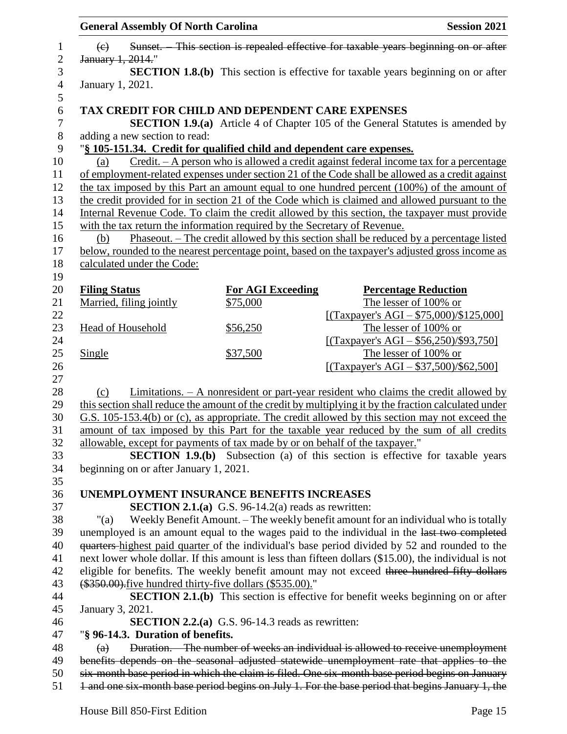(c) ~~Sunset. – This section is repealed effective for taxable years beginning on or after January 1, 2014.~~"

**SECTION 1.8.(b)** This section is effective for taxable years beginning on or after January 1, 2021.

**TAX CREDIT FOR CHILD AND DEPENDENT CARE EXPENSES**

**SECTION 1.9.(a)** Article 4 of Chapter 105 of the General Statutes is amended by adding a new section to read:

"**§ 105-151.34. Credit for qualified child and dependent care expenses.**

(a) Credit. – A person who is allowed a credit against federal income tax for a percentage of employment-related expenses under section 21 of the Code shall be allowed as a credit against the tax imposed by this Part an amount equal to one hundred percent (100%) of the amount of the credit provided for in section 21 of the Code which is claimed and allowed pursuant to the Internal Revenue Code. To claim the credit allowed by this section, the taxpayer must provide with the tax return the information required by the Secretary of Revenue.

(b) Phaseout. – The credit allowed by this section shall be reduced by a percentage listed below, rounded to the nearest percentage point, based on the taxpayer's adjusted gross income as calculated under the Code:

| Filing Status | For AGI Exceeding | Percentage Reduction |
|---|---|---|
| Married, filing jointly | $75,000 | The lesser of 100% or [(Taxpayer's AGI – $75,000)/$125,000] |
| Head of Household | $56,250 | The lesser of 100% or [(Taxpayer's AGI – $56,250)/$93,750] |
| Single | $37,500 | The lesser of 100% or [(Taxpayer's AGI – $37,500)/$62,500] |

(c) Limitations. – A nonresident or part-year resident who claims the credit allowed by this section shall reduce the amount of the credit by multiplying it by the fraction calculated under G.S. 105-153.4(b) or (c), as appropriate. The credit allowed by this section may not exceed the amount of tax imposed by this Part for the taxable year reduced by the sum of all credits allowable, except for payments of tax made by or on behalf of the taxpayer."

**SECTION 1.9.(b)** Subsection (a) of this section is effective for taxable years beginning on or after January 1, 2021.

**UNEMPLOYMENT INSURANCE BENEFITS INCREASES**

**SECTION 2.1.(a)** G.S. 96-14.2(a) reads as rewritten:

"(a) Weekly Benefit Amount. – The weekly benefit amount for an individual who is totally unemployed is an amount equal to the wages paid to the individual in the ~~last two completed quarters~~ highest paid quarter of the individual's base period divided by 52 and rounded to the next lower whole dollar. If this amount is less than fifteen dollars ($15.00), the individual is not eligible for benefits. The weekly benefit amount may not exceed ~~three hundred fifty dollars ($350.00).~~five hundred thirty-five dollars ($535.00)."

**SECTION 2.1.(b)** This section is effective for benefit weeks beginning on or after January 3, 2021.

**SECTION 2.2.(a)** G.S. 96-14.3 reads as rewritten:

"**§ 96-14.3. Duration of benefits.**

~~(a) Duration. – The number of weeks an individual is allowed to receive unemployment benefits depends on the seasonal adjusted statewide unemployment rate that applies to the six-month base period in which the claim is filed. One six-month base period begins on January 1 and one six-month base period begins on July 1. For the base period that begins January 1, the~~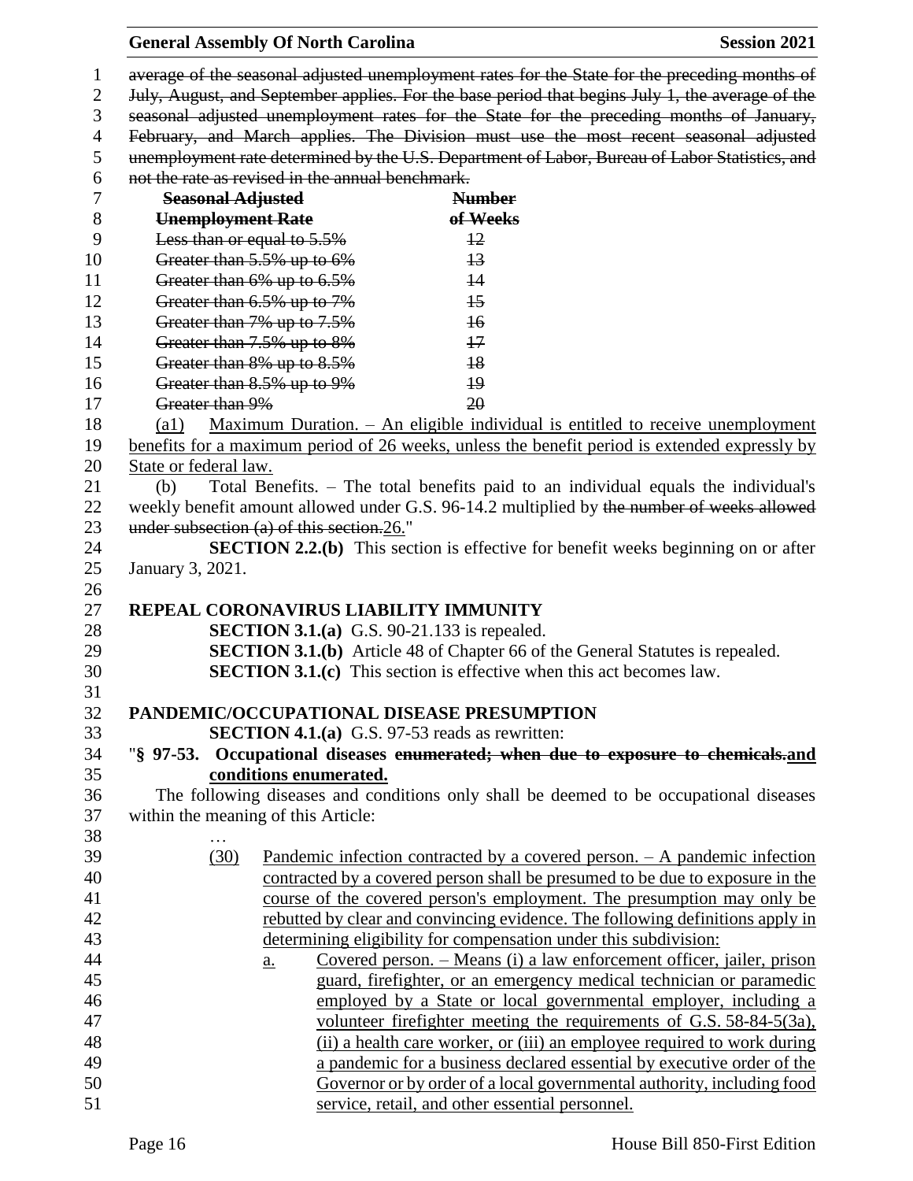~~average of the seasonal adjusted unemployment rates for the State for the preceding months of July, August, and September applies. For the base period that begins July 1, the average of the seasonal adjusted unemployment rates for the State for the preceding months of January, February, and March applies. The Division must use the most recent seasonal adjusted unemployment rate determined by the U.S. Department of Labor, Bureau of Labor Statistics, and not the rate as revised in the annual benchmark.~~

| ~~Seasonal Adjusted Unemployment Rate~~ | ~~Number of Weeks~~ |
|---|---|
| ~~Less than or equal to 5.5%~~ | ~~12~~ |
| ~~Greater than 5.5% up to 6%~~ | ~~13~~ |
| ~~Greater than 6% up to 6.5%~~ | ~~14~~ |
| ~~Greater than 6.5% up to 7%~~ | ~~15~~ |
| ~~Greater than 7% up to 7.5%~~ | ~~16~~ |
| ~~Greater than 7.5% up to 8%~~ | ~~17~~ |
| ~~Greater than 8% up to 8.5%~~ | ~~18~~ |
| ~~Greater than 8.5% up to 9%~~ | ~~19~~ |
| ~~Greater than 9%~~ | ~~20~~ |

<u>(a1) Maximum Duration. – An eligible individual is entitled to receive unemployment benefits for a maximum period of 26 weeks, unless the benefit period is extended expressly by State or federal law.</u>

(b) Total Benefits. – The total benefits paid to an individual equals the individual's weekly benefit amount allowed under G.S. 96-14.2 multiplied by ~~the number of weeks allowed under subsection (a) of this section.~~<u>26.</u>"

**SECTION 2.2.(b)** This section is effective for benefit weeks beginning on or after January 3, 2021.

**REPEAL CORONAVIRUS LIABILITY IMMUNITY**

**SECTION 3.1.(a)** G.S. 90-21.133 is repealed.

**SECTION 3.1.(b)** Article 48 of Chapter 66 of the General Statutes is repealed.

**SECTION 3.1.(c)** This section is effective when this act becomes law.

**PANDEMIC/OCCUPATIONAL DISEASE PRESUMPTION**

**SECTION 4.1.(a)** G.S. 97-53 reads as rewritten:

"**§ 97-53. Occupational diseases ~~enumerated; when due to exposure to chemicals.~~<u>and conditions enumerated.</u>**

The following diseases and conditions only shall be deemed to be occupational diseases within the meaning of this Article:

…

<u>(30) Pandemic infection contracted by a covered person. – A pandemic infection contracted by a covered person shall be presumed to be due to exposure in the course of the covered person's employment. The presumption may only be rebutted by clear and convincing evidence. The following definitions apply in determining eligibility for compensation under this subdivision:</u>

<u>a. Covered person. – Means (i) a law enforcement officer, jailer, prison guard, firefighter, or an emergency medical technician or paramedic employed by a State or local governmental employer, including a volunteer firefighter meeting the requirements of G.S. 58-84-5(3a), (ii) a health care worker, or (iii) an employee required to work during a pandemic for a business declared essential by executive order of the Governor or by order of a local governmental authority, including food service, retail, and other essential personnel.</u>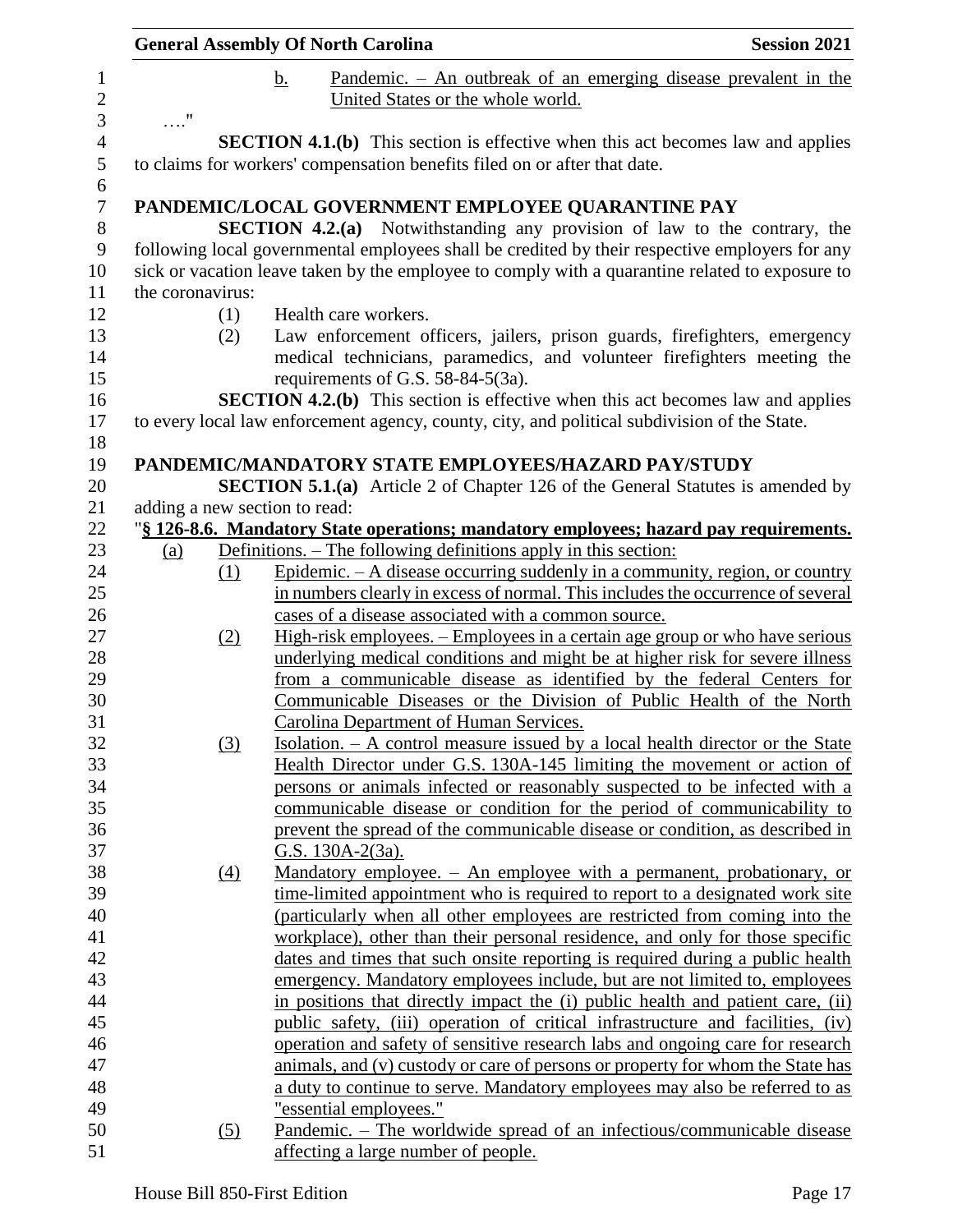b. Pandemic. – An outbreak of an emerging disease prevalent in the United States or the whole world.

…."

**SECTION 4.1.(b)** This section is effective when this act becomes law and applies to claims for workers' compensation benefits filed on or after that date.

**PANDEMIC/LOCAL GOVERNMENT EMPLOYEE QUARANTINE PAY**

**SECTION 4.2.(a)** Notwithstanding any provision of law to the contrary, the following local governmental employees shall be credited by their respective employers for any sick or vacation leave taken by the employee to comply with a quarantine related to exposure to the coronavirus:

(1) Health care workers.

(2) Law enforcement officers, jailers, prison guards, firefighters, emergency medical technicians, paramedics, and volunteer firefighters meeting the requirements of G.S. 58-84-5(3a).

**SECTION 4.2.(b)** This section is effective when this act becomes law and applies to every local law enforcement agency, county, city, and political subdivision of the State.

**PANDEMIC/MANDATORY STATE EMPLOYEES/HAZARD PAY/STUDY**

**SECTION 5.1.(a)** Article 2 of Chapter 126 of the General Statutes is amended by adding a new section to read:

"**§ 126-8.6. Mandatory State operations; mandatory employees; hazard pay requirements.**

(a) Definitions. – The following definitions apply in this section:

(1) Epidemic. – A disease occurring suddenly in a community, region, or country in numbers clearly in excess of normal. This includes the occurrence of several cases of a disease associated with a common source.

(2) High-risk employees. – Employees in a certain age group or who have serious underlying medical conditions and might be at higher risk for severe illness from a communicable disease as identified by the federal Centers for Communicable Diseases or the Division of Public Health of the North Carolina Department of Human Services.

(3) Isolation. – A control measure issued by a local health director or the State Health Director under G.S. 130A-145 limiting the movement or action of persons or animals infected or reasonably suspected to be infected with a communicable disease or condition for the period of communicability to prevent the spread of the communicable disease or condition, as described in G.S. 130A-2(3a).

(4) Mandatory employee. – An employee with a permanent, probationary, or time-limited appointment who is required to report to a designated work site (particularly when all other employees are restricted from coming into the workplace), other than their personal residence, and only for those specific dates and times that such onsite reporting is required during a public health emergency. Mandatory employees include, but are not limited to, employees in positions that directly impact the (i) public health and patient care, (ii) public safety, (iii) operation of critical infrastructure and facilities, (iv) operation and safety of sensitive research labs and ongoing care for research animals, and (v) custody or care of persons or property for whom the State has a duty to continue to serve. Mandatory employees may also be referred to as "essential employees."

(5) Pandemic. – The worldwide spread of an infectious/communicable disease affecting a large number of people.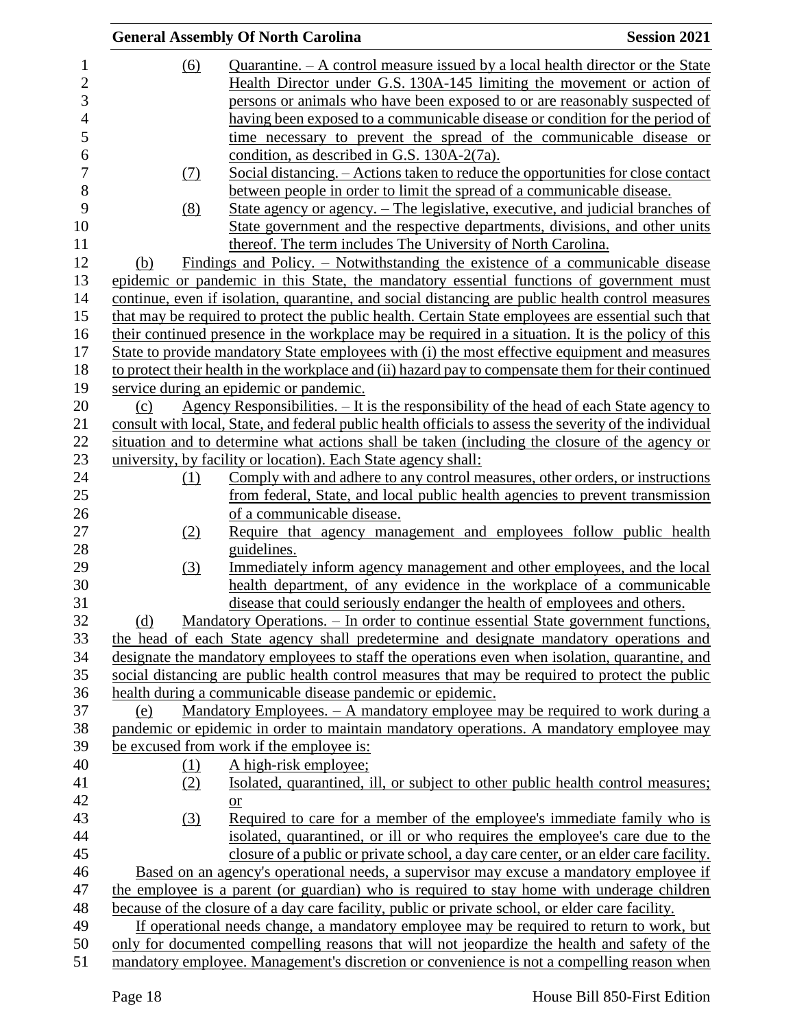(6) Quarantine. – A control measure issued by a local health director or the State Health Director under G.S. 130A-145 limiting the movement or action of persons or animals who have been exposed to or are reasonably suspected of having been exposed to a communicable disease or condition for the period of time necessary to prevent the spread of the communicable disease or condition, as described in G.S. 130A-2(7a).

(7) Social distancing. – Actions taken to reduce the opportunities for close contact between people in order to limit the spread of a communicable disease.

(8) State agency or agency. – The legislative, executive, and judicial branches of State government and the respective departments, divisions, and other units thereof. The term includes The University of North Carolina.

(b) Findings and Policy. – Notwithstanding the existence of a communicable disease epidemic or pandemic in this State, the mandatory essential functions of government must continue, even if isolation, quarantine, and social distancing are public health control measures that may be required to protect the public health. Certain State employees are essential such that their continued presence in the workplace may be required in a situation. It is the policy of this State to provide mandatory State employees with (i) the most effective equipment and measures to protect their health in the workplace and (ii) hazard pay to compensate them for their continued service during an epidemic or pandemic.

(c) Agency Responsibilities. – It is the responsibility of the head of each State agency to consult with local, State, and federal public health officials to assess the severity of the individual situation and to determine what actions shall be taken (including the closure of the agency or university, by facility or location). Each State agency shall:

(1) Comply with and adhere to any control measures, other orders, or instructions from federal, State, and local public health agencies to prevent transmission of a communicable disease.

(2) Require that agency management and employees follow public health guidelines.

(3) Immediately inform agency management and other employees, and the local health department, of any evidence in the workplace of a communicable disease that could seriously endanger the health of employees and others.

(d) Mandatory Operations. – In order to continue essential State government functions, the head of each State agency shall predetermine and designate mandatory operations and designate the mandatory employees to staff the operations even when isolation, quarantine, and social distancing are public health control measures that may be required to protect the public health during a communicable disease pandemic or epidemic.

(e) Mandatory Employees. – A mandatory employee may be required to work during a pandemic or epidemic in order to maintain mandatory operations. A mandatory employee may be excused from work if the employee is:

(1) A high-risk employee;

(2) Isolated, quarantined, ill, or subject to other public health control measures; or

(3) Required to care for a member of the employee's immediate family who is isolated, quarantined, or ill or who requires the employee's care due to the closure of a public or private school, a day care center, or an elder care facility.

Based on an agency's operational needs, a supervisor may excuse a mandatory employee if the employee is a parent (or guardian) who is required to stay home with underage children because of the closure of a day care facility, public or private school, or elder care facility.

If operational needs change, a mandatory employee may be required to return to work, but only for documented compelling reasons that will not jeopardize the health and safety of the mandatory employee. Management's discretion or convenience is not a compelling reason when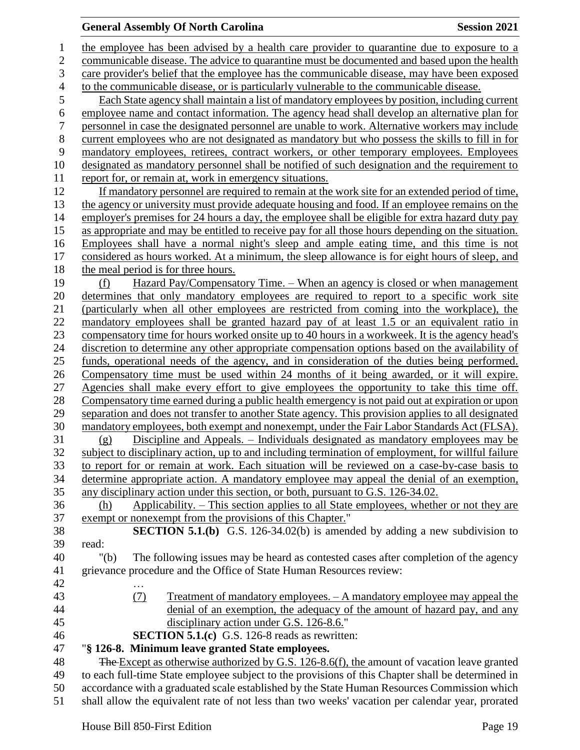the employee has been advised by a health care provider to quarantine due to exposure to a communicable disease. The advice to quarantine must be documented and based upon the health care provider's belief that the employee has the communicable disease, may have been exposed to the communicable disease, or is particularly vulnerable to the communicable disease.

Each State agency shall maintain a list of mandatory employees by position, including current employee name and contact information. The agency head shall develop an alternative plan for personnel in case the designated personnel are unable to work. Alternative workers may include current employees who are not designated as mandatory but who possess the skills to fill in for mandatory employees, retirees, contract workers, or other temporary employees. Employees designated as mandatory personnel shall be notified of such designation and the requirement to report for, or remain at, work in emergency situations.

If mandatory personnel are required to remain at the work site for an extended period of time, the agency or university must provide adequate housing and food. If an employee remains on the employer's premises for 24 hours a day, the employee shall be eligible for extra hazard duty pay as appropriate and may be entitled to receive pay for all those hours depending on the situation. Employees shall have a normal night's sleep and ample eating time, and this time is not considered as hours worked. At a minimum, the sleep allowance is for eight hours of sleep, and the meal period is for three hours.

(f) Hazard Pay/Compensatory Time. – When an agency is closed or when management determines that only mandatory employees are required to report to a specific work site (particularly when all other employees are restricted from coming into the workplace), the mandatory employees shall be granted hazard pay of at least 1.5 or an equivalent ratio in compensatory time for hours worked onsite up to 40 hours in a workweek. It is the agency head's discretion to determine any other appropriate compensation options based on the availability of funds, operational needs of the agency, and in consideration of the duties being performed. Compensatory time must be used within 24 months of it being awarded, or it will expire. Agencies shall make every effort to give employees the opportunity to take this time off. Compensatory time earned during a public health emergency is not paid out at expiration or upon separation and does not transfer to another State agency. This provision applies to all designated mandatory employees, both exempt and nonexempt, under the Fair Labor Standards Act (FLSA).

(g) Discipline and Appeals. – Individuals designated as mandatory employees may be subject to disciplinary action, up to and including termination of employment, for willful failure to report for or remain at work. Each situation will be reviewed on a case-by-case basis to determine appropriate action. A mandatory employee may appeal the denial of an exemption, any disciplinary action under this section, or both, pursuant to G.S. 126-34.02.

(h) Applicability. – This section applies to all State employees, whether or not they are exempt or nonexempt from the provisions of this Chapter."

**SECTION 5.1.(b)** G.S. 126-34.02(b) is amended by adding a new subdivision to read:

"(b) The following issues may be heard as contested cases after completion of the agency grievance procedure and the Office of State Human Resources review:

…

(7) Treatment of mandatory employees. – A mandatory employee may appeal the denial of an exemption, the adequacy of the amount of hazard pay, and any disciplinary action under G.S. 126-8.6."

**SECTION 5.1.(c)** G.S. 126-8 reads as rewritten:

"**§ 126-8. Minimum leave granted State employees.**

~~The~~ Except as otherwise authorized by G.S. 126-8.6(f), the amount of vacation leave granted to each full-time State employee subject to the provisions of this Chapter shall be determined in accordance with a graduated scale established by the State Human Resources Commission which shall allow the equivalent rate of not less than two weeks' vacation per calendar year, prorated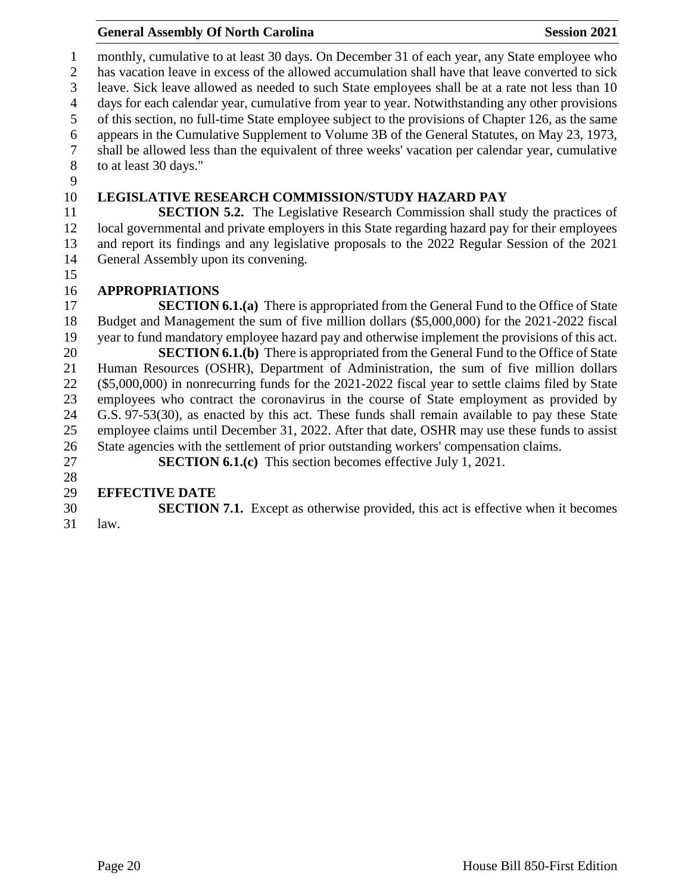monthly, cumulative to at least 30 days. On December 31 of each year, any State employee who has vacation leave in excess of the allowed accumulation shall have that leave converted to sick leave. Sick leave allowed as needed to such State employees shall be at a rate not less than 10 days for each calendar year, cumulative from year to year. Notwithstanding any other provisions of this section, no full-time State employee subject to the provisions of Chapter 126, as the same appears in the Cumulative Supplement to Volume 3B of the General Statutes, on May 23, 1973, shall be allowed less than the equivalent of three weeks' vacation per calendar year, cumulative to at least 30 days."

## LEGISLATIVE RESEARCH COMMISSION/STUDY HAZARD PAY

**SECTION 5.2.** The Legislative Research Commission shall study the practices of local governmental and private employers in this State regarding hazard pay for their employees and report its findings and any legislative proposals to the 2022 Regular Session of the 2021 General Assembly upon its convening.

## APPROPRIATIONS

**SECTION 6.1.(a)** There is appropriated from the General Fund to the Office of State Budget and Management the sum of five million dollars ($5,000,000) for the 2021-2022 fiscal year to fund mandatory employee hazard pay and otherwise implement the provisions of this act.

**SECTION 6.1.(b)** There is appropriated from the General Fund to the Office of State Human Resources (OSHR), Department of Administration, the sum of five million dollars ($5,000,000) in nonrecurring funds for the 2021-2022 fiscal year to settle claims filed by State employees who contract the coronavirus in the course of State employment as provided by G.S. 97-53(30), as enacted by this act. These funds shall remain available to pay these State employee claims until December 31, 2022. After that date, OSHR may use these funds to assist State agencies with the settlement of prior outstanding workers' compensation claims.

**SECTION 6.1.(c)** This section becomes effective July 1, 2021.

## EFFECTIVE DATE

**SECTION 7.1.** Except as otherwise provided, this act is effective when it becomes law.